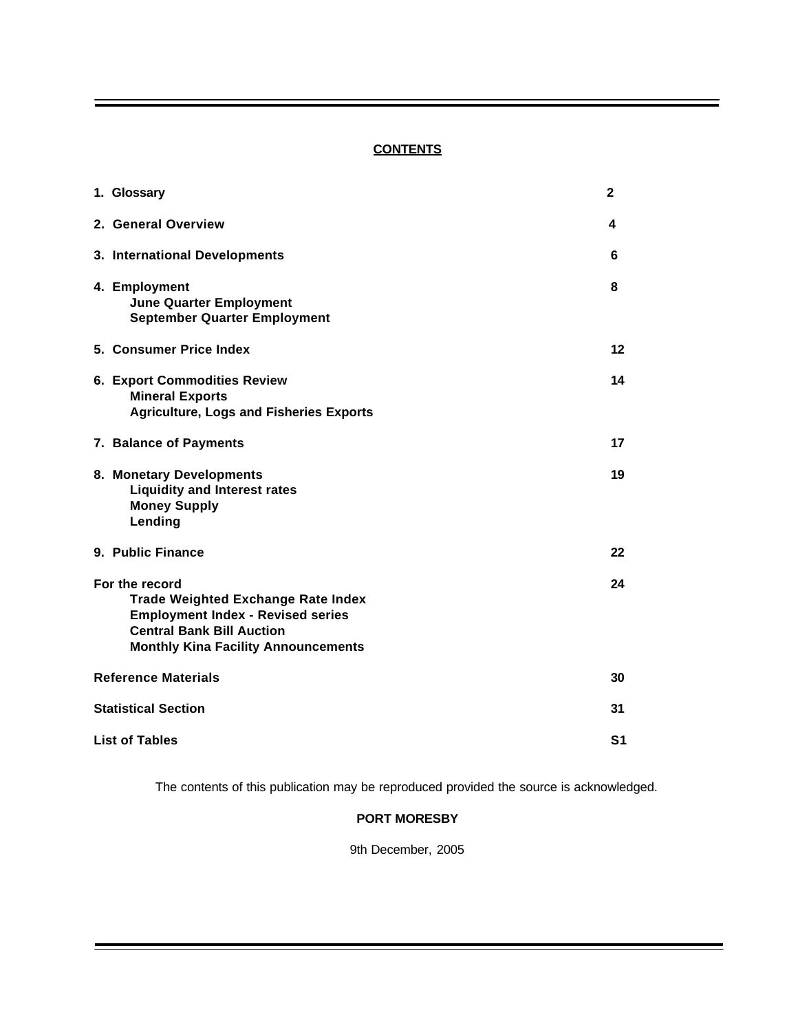## CONTENTS

| | |
|---|---|
| **1. Glossary** | **2** |
| **2. General Overview** | **4** |
| **3. International Developments** | **6** |
| **4. Employment**<br>**June Quarter Employment**<br>**September Quarter Employment** | **8** |
| **5. Consumer Price Index** | **12** |
| **6. Export Commodities Review**<br>**Mineral Exports**<br>**Agriculture, Logs and Fisheries Exports** | **14** |
| **7. Balance of Payments** | **17** |
| **8. Monetary Developments**<br>**Liquidity and Interest rates**<br>**Money Supply**<br>**Lending** | **19** |
| **9. Public Finance** | **22** |
| **For the record**<br>**Trade Weighted Exchange Rate Index**<br>**Employment Index - Revised series**<br>**Central Bank Bill Auction**<br>**Monthly Kina Facility Announcements** | **24** |
| **Reference Materials** | **30** |
| **Statistical Section** | **31** |
| **List of Tables** | **S1** |

The contents of this publication may be reproduced provided the source is acknowledged.

**PORT MORESBY**

9th December, 2005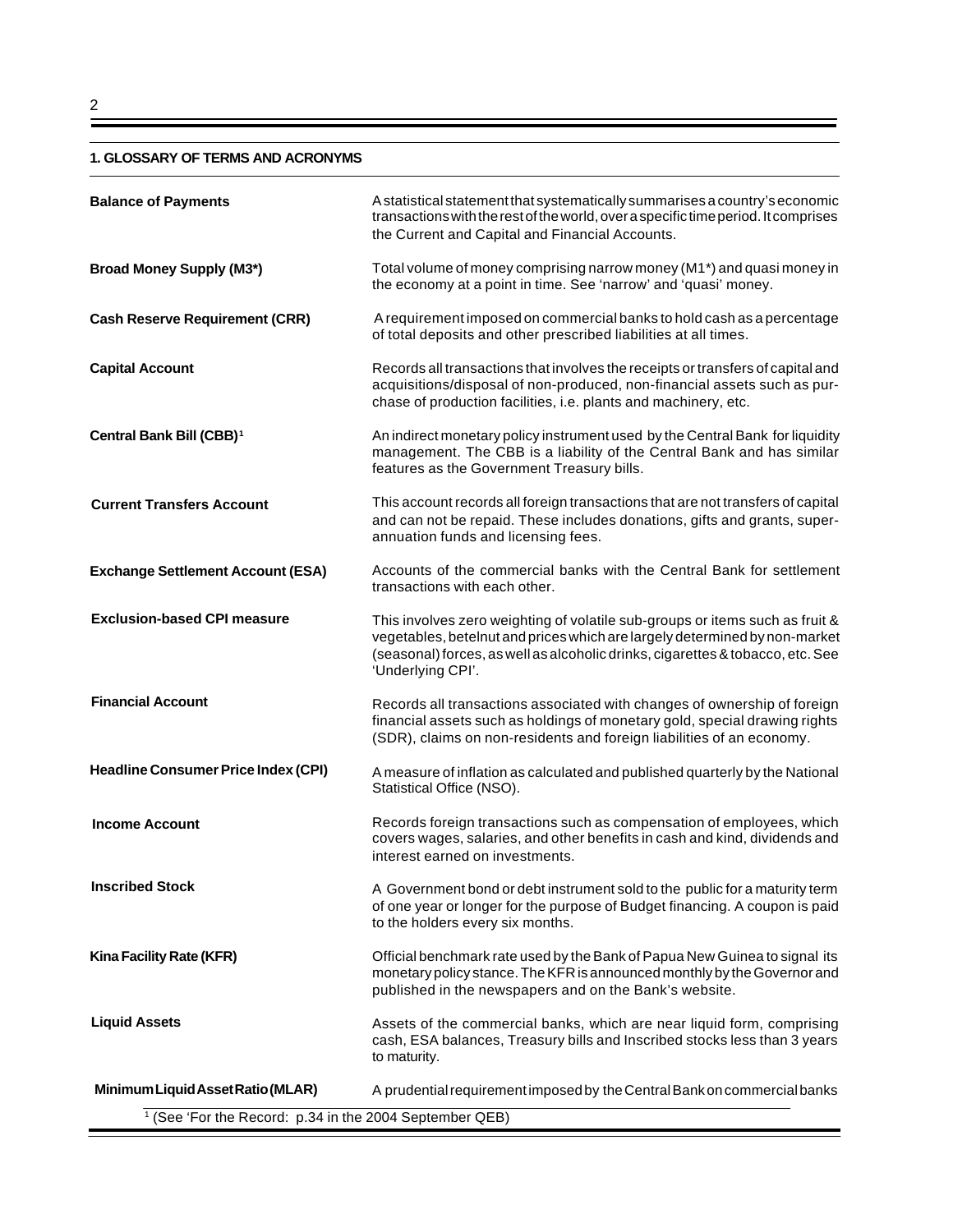## 1. GLOSSARY OF TERMS AND ACRONYMS

**Balance of Payments**
A statistical statement that systematically summarises a country's economic transactions with the rest of the world, over a specific time period. It comprises the Current and Capital and Financial Accounts.

**Broad Money Supply (M3*)**
Total volume of money comprising narrow money (M1*) and quasi money in the economy at a point in time. See 'narrow' and 'quasi' money.

**Cash Reserve Requirement (CRR)**
A requirement imposed on commercial banks to hold cash as a percentage of total deposits and other prescribed liabilities at all times.

**Capital Account**
Records all transactions that involves the receipts or transfers of capital and acquisitions/disposal of non-produced, non-financial assets such as purchase of production facilities, i.e. plants and machinery, etc.

**Central Bank Bill (CBB)[1]**
An indirect monetary policy instrument used by the Central Bank for liquidity management. The CBB is a liability of the Central Bank and has similar features as the Government Treasury bills.

**Current Transfers Account**
This account records all foreign transactions that are not transfers of capital and can not be repaid. These includes donations, gifts and grants, superannuation funds and licensing fees.

**Exchange Settlement Account (ESA)**
Accounts of the commercial banks with the Central Bank for settlement transactions with each other.

**Exclusion-based CPI measure**
This involves zero weighting of volatile sub-groups or items such as fruit & vegetables, betelnut and prices which are largely determined by non-market (seasonal) forces, as well as alcoholic drinks, cigarettes & tobacco, etc. See 'Underlying CPI'.

**Financial Account**
Records all transactions associated with changes of ownership of foreign financial assets such as holdings of monetary gold, special drawing rights (SDR), claims on non-residents and foreign liabilities of an economy.

**Headline Consumer Price Index (CPI)**
A measure of inflation as calculated and published quarterly by the National Statistical Office (NSO).

**Income Account**
Records foreign transactions such as compensation of employees, which covers wages, salaries, and other benefits in cash and kind, dividends and interest earned on investments.

**Inscribed Stock**
A Government bond or debt instrument sold to the public for a maturity term of one year or longer for the purpose of Budget financing. A coupon is paid to the holders every six months.

**Kina Facility Rate (KFR)**
Official benchmark rate used by the Bank of Papua New Guinea to signal its monetary policy stance. The KFR is announced monthly by the Governor and published in the newspapers and on the Bank's website.

**Liquid Assets**
Assets of the commercial banks, which are near liquid form, comprising cash, ESA balances, Treasury bills and Inscribed stocks less than 3 years to maturity.

**Minimum Liquid Asset Ratio (MLAR)**
A prudential requirement imposed by the Central Bank on commercial banks

[1] (See 'For the Record: p.34 in the 2004 September QEB)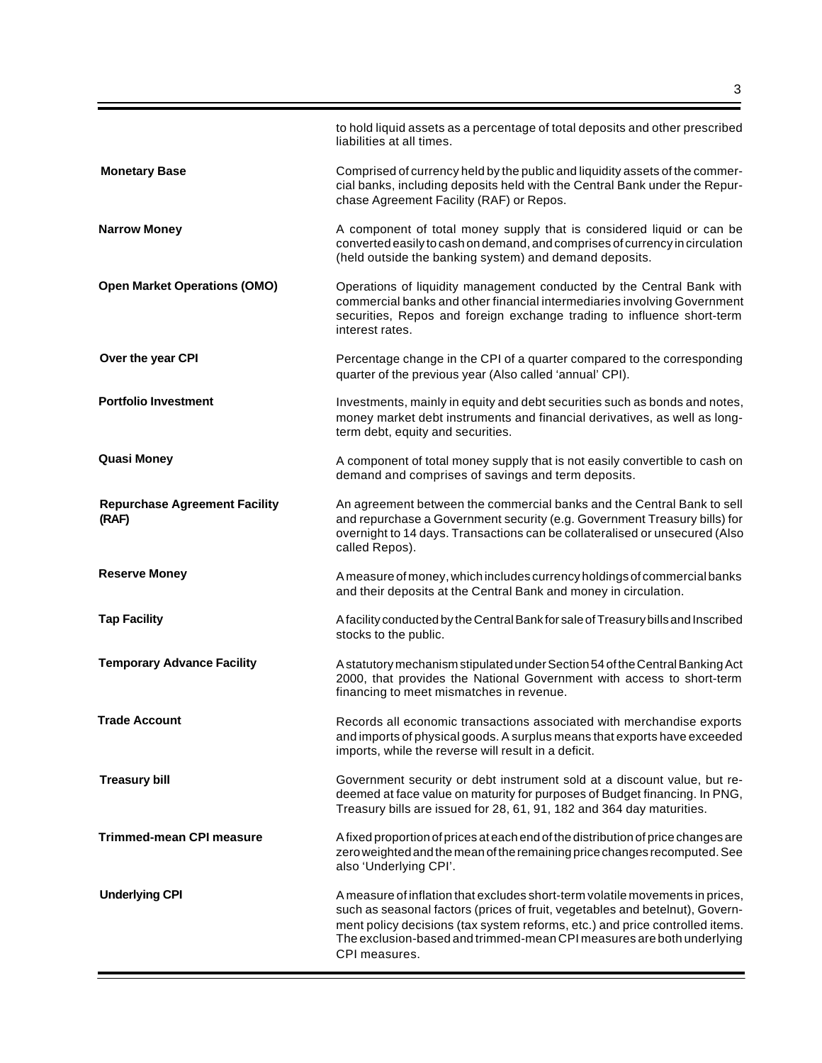| | |
|---|---|
| | to hold liquid assets as a percentage of total deposits and other prescribed liabilities at all times. |
| **Monetary Base** | Comprised of currency held by the public and liquidity assets of the commercial banks, including deposits held with the Central Bank under the Repurchase Agreement Facility (RAF) or Repos. |
| **Narrow Money** | A component of total money supply that is considered liquid or can be converted easily to cash on demand, and comprises of currency in circulation (held outside the banking system) and demand deposits. |
| **Open Market Operations (OMO)** | Operations of liquidity management conducted by the Central Bank with commercial banks and other financial intermediaries involving Government securities, Repos and foreign exchange trading to influence short-term interest rates. |
| **Over the year CPI** | Percentage change in the CPI of a quarter compared to the corresponding quarter of the previous year (Also called 'annual' CPI). |
| **Portfolio Investment** | Investments, mainly in equity and debt securities such as bonds and notes, money market debt instruments and financial derivatives, as well as long-term debt, equity and securities. |
| **Quasi Money** | A component of total money supply that is not easily convertible to cash on demand and comprises of savings and term deposits. |
| **Repurchase Agreement Facility (RAF)** | An agreement between the commercial banks and the Central Bank to sell and repurchase a Government security (e.g. Government Treasury bills) for overnight to 14 days. Transactions can be collateralised or unsecured (Also called Repos). |
| **Reserve Money** | A measure of money, which includes currency holdings of commercial banks and their deposits at the Central Bank and money in circulation. |
| **Tap Facility** | A facility conducted by the Central Bank for sale of Treasury bills and Inscribed stocks to the public. |
| **Temporary Advance Facility** | A statutory mechanism stipulated under Section 54 of the Central Banking Act 2000, that provides the National Government with access to short-term financing to meet mismatches in revenue. |
| **Trade Account** | Records all economic transactions associated with merchandise exports and imports of physical goods. A surplus means that exports have exceeded imports, while the reverse will result in a deficit. |
| **Treasury bill** | Government security or debt instrument sold at a discount value, but redeemed at face value on maturity for purposes of Budget financing. In PNG, Treasury bills are issued for 28, 61, 91, 182 and 364 day maturities. |
| **Trimmed-mean CPI measure** | A fixed proportion of prices at each end of the distribution of price changes are zero weighted and the mean of the remaining price changes recomputed. See also 'Underlying CPI'. |
| **Underlying CPI** | A measure of inflation that excludes short-term volatile movements in prices, such as seasonal factors (prices of fruit, vegetables and betelnut), Government policy decisions (tax system reforms, etc.) and price controlled items. The exclusion-based and trimmed-mean CPI measures are both underlying CPI measures. |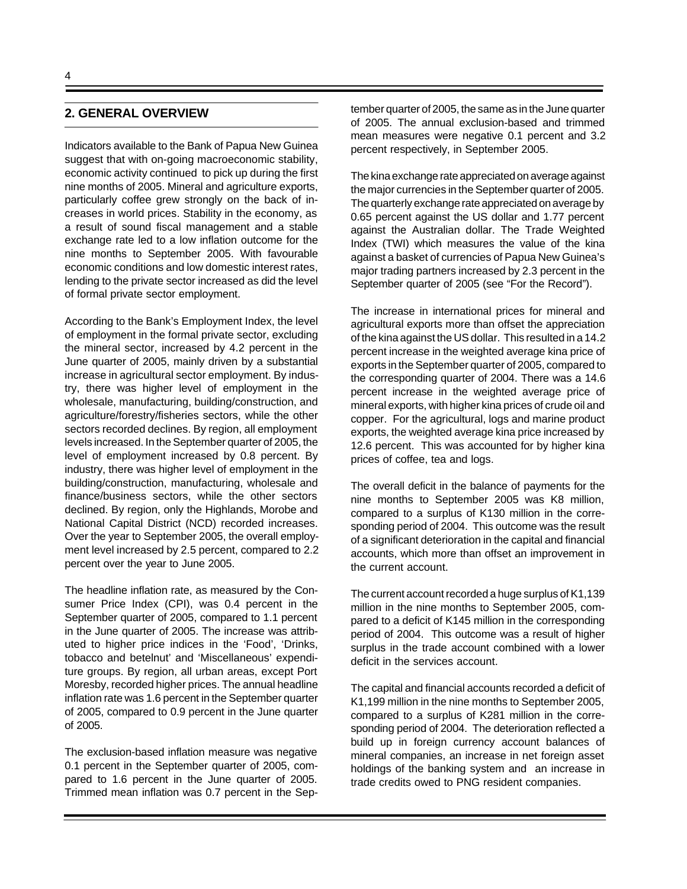## 2. GENERAL OVERVIEW

Indicators available to the Bank of Papua New Guinea suggest that with on-going macroeconomic stability, economic activity continued to pick up during the first nine months of 2005. Mineral and agriculture exports, particularly coffee grew strongly on the back of increases in world prices. Stability in the economy, as a result of sound fiscal management and a stable exchange rate led to a low inflation outcome for the nine months to September 2005. With favourable economic conditions and low domestic interest rates, lending to the private sector increased as did the level of formal private sector employment.

According to the Bank's Employment Index, the level of employment in the formal private sector, excluding the mineral sector, increased by 4.2 percent in the June quarter of 2005, mainly driven by a substantial increase in agricultural sector employment. By industry, there was higher level of employment in the wholesale, manufacturing, building/construction, and agriculture/forestry/fisheries sectors, while the other sectors recorded declines. By region, all employment levels increased. In the September quarter of 2005, the level of employment increased by 0.8 percent. By industry, there was higher level of employment in the building/construction, manufacturing, wholesale and finance/business sectors, while the other sectors declined. By region, only the Highlands, Morobe and National Capital District (NCD) recorded increases. Over the year to September 2005, the overall employment level increased by 2.5 percent, compared to 2.2 percent over the year to June 2005.

The headline inflation rate, as measured by the Consumer Price Index (CPI), was 0.4 percent in the September quarter of 2005, compared to 1.1 percent in the June quarter of 2005. The increase was attributed to higher price indices in the 'Food', 'Drinks, tobacco and betelnut' and 'Miscellaneous' expenditure groups. By region, all urban areas, except Port Moresby, recorded higher prices. The annual headline inflation rate was 1.6 percent in the September quarter of 2005, compared to 0.9 percent in the June quarter of 2005.

The exclusion-based inflation measure was negative 0.1 percent in the September quarter of 2005, compared to 1.6 percent in the June quarter of 2005. Trimmed mean inflation was 0.7 percent in the September quarter of 2005, the same as in the June quarter of 2005. The annual exclusion-based and trimmed mean measures were negative 0.1 percent and 3.2 percent respectively, in September 2005.

The kina exchange rate appreciated on average against the major currencies in the September quarter of 2005. The quarterly exchange rate appreciated on average by 0.65 percent against the US dollar and 1.77 percent against the Australian dollar. The Trade Weighted Index (TWI) which measures the value of the kina against a basket of currencies of Papua New Guinea's major trading partners increased by 2.3 percent in the September quarter of 2005 (see "For the Record").

The increase in international prices for mineral and agricultural exports more than offset the appreciation of the kina against the US dollar. This resulted in a 14.2 percent increase in the weighted average kina price of exports in the September quarter of 2005, compared to the corresponding quarter of 2004. There was a 14.6 percent increase in the weighted average price of mineral exports, with higher kina prices of crude oil and copper. For the agricultural, logs and marine product exports, the weighted average kina price increased by 12.6 percent. This was accounted for by higher kina prices of coffee, tea and logs.

The overall deficit in the balance of payments for the nine months to September 2005 was K8 million, compared to a surplus of K130 million in the corresponding period of 2004. This outcome was the result of a significant deterioration in the capital and financial accounts, which more than offset an improvement in the current account.

The current account recorded a huge surplus of K1,139 million in the nine months to September 2005, compared to a deficit of K145 million in the corresponding period of 2004. This outcome was a result of higher surplus in the trade account combined with a lower deficit in the services account.

The capital and financial accounts recorded a deficit of K1,199 million in the nine months to September 2005, compared to a surplus of K281 million in the corresponding period of 2004. The deterioration reflected a build up in foreign currency account balances of mineral companies, an increase in net foreign asset holdings of the banking system and an increase in trade credits owed to PNG resident companies.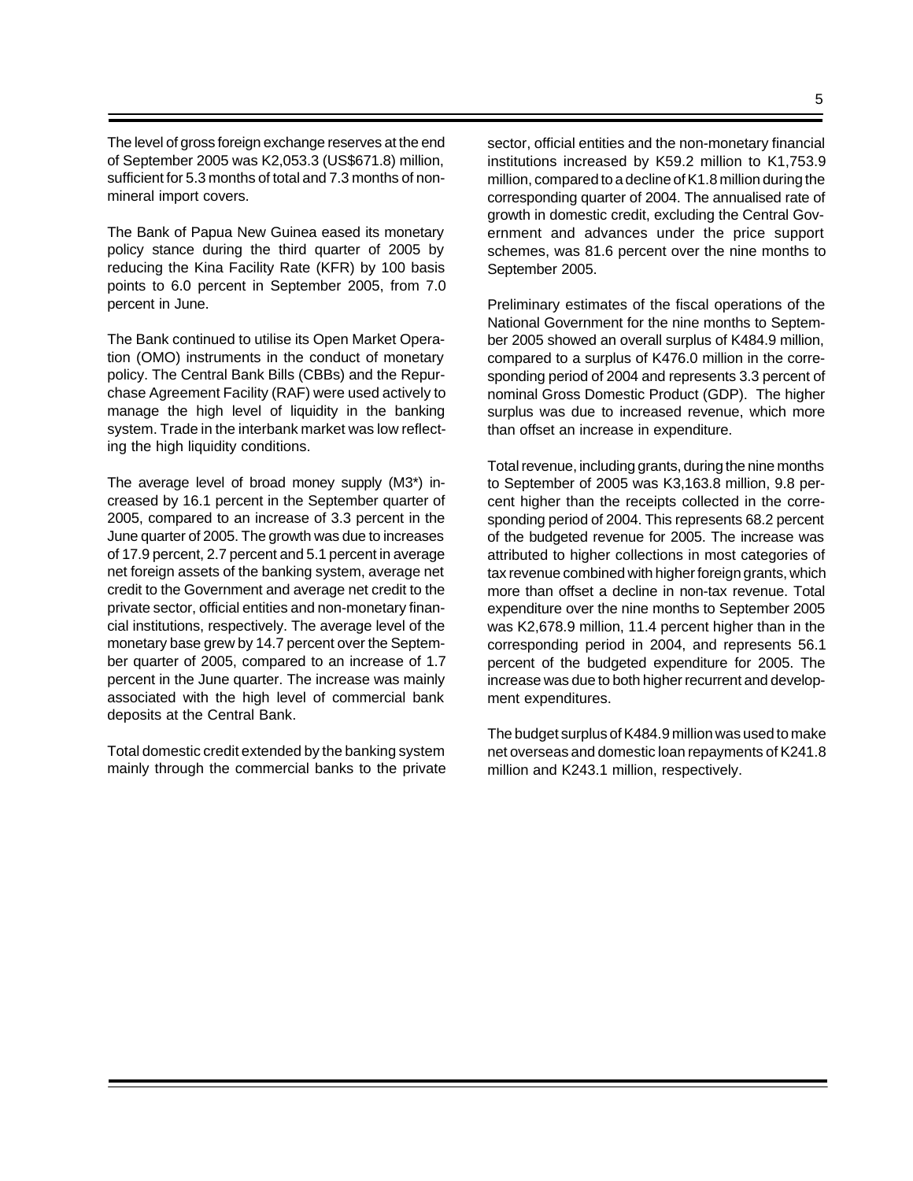The level of gross foreign exchange reserves at the end of September 2005 was K2,053.3 (US$671.8) million, sufficient for 5.3 months of total and 7.3 months of non-mineral import covers.

The Bank of Papua New Guinea eased its monetary policy stance during the third quarter of 2005 by reducing the Kina Facility Rate (KFR) by 100 basis points to 6.0 percent in September 2005, from 7.0 percent in June.

The Bank continued to utilise its Open Market Operation (OMO) instruments in the conduct of monetary policy. The Central Bank Bills (CBBs) and the Repurchase Agreement Facility (RAF) were used actively to manage the high level of liquidity in the banking system. Trade in the interbank market was low reflecting the high liquidity conditions.

The average level of broad money supply (M3*) increased by 16.1 percent in the September quarter of 2005, compared to an increase of 3.3 percent in the June quarter of 2005. The growth was due to increases of 17.9 percent, 2.7 percent and 5.1 percent in average net foreign assets of the banking system, average net credit to the Government and average net credit to the private sector, official entities and non-monetary financial institutions, respectively. The average level of the monetary base grew by 14.7 percent over the September quarter of 2005, compared to an increase of 1.7 percent in the June quarter. The increase was mainly associated with the high level of commercial bank deposits at the Central Bank.

Total domestic credit extended by the banking system mainly through the commercial banks to the private sector, official entities and the non-monetary financial institutions increased by K59.2 million to K1,753.9 million, compared to a decline of K1.8 million during the corresponding quarter of 2004. The annualised rate of growth in domestic credit, excluding the Central Government and advances under the price support schemes, was 81.6 percent over the nine months to September 2005.

Preliminary estimates of the fiscal operations of the National Government for the nine months to September 2005 showed an overall surplus of K484.9 million, compared to a surplus of K476.0 million in the corresponding period of 2004 and represents 3.3 percent of nominal Gross Domestic Product (GDP). The higher surplus was due to increased revenue, which more than offset an increase in expenditure.

Total revenue, including grants, during the nine months to September of 2005 was K3,163.8 million, 9.8 percent higher than the receipts collected in the corresponding period of 2004. This represents 68.2 percent of the budgeted revenue for 2005. The increase was attributed to higher collections in most categories of tax revenue combined with higher foreign grants, which more than offset a decline in non-tax revenue. Total expenditure over the nine months to September 2005 was K2,678.9 million, 11.4 percent higher than in the corresponding period in 2004, and represents 56.1 percent of the budgeted expenditure for 2005. The increase was due to both higher recurrent and development expenditures.

The budget surplus of K484.9 million was used to make net overseas and domestic loan repayments of K241.8 million and K243.1 million, respectively.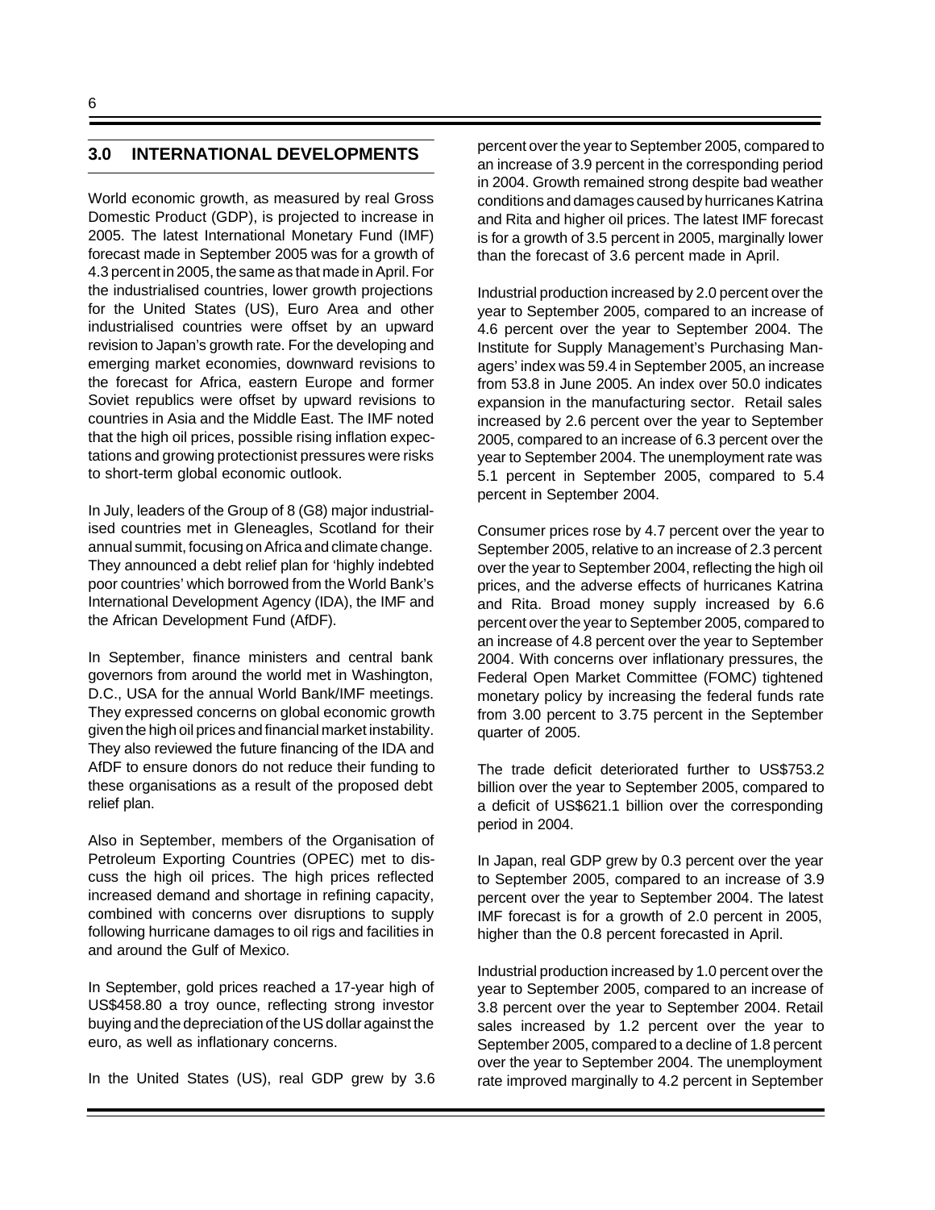## 3.0 INTERNATIONAL DEVELOPMENTS

World economic growth, as measured by real Gross Domestic Product (GDP), is projected to increase in 2005. The latest International Monetary Fund (IMF) forecast made in September 2005 was for a growth of 4.3 percent in 2005, the same as that made in April. For the industrialised countries, lower growth projections for the United States (US), Euro Area and other industrialised countries were offset by an upward revision to Japan's growth rate. For the developing and emerging market economies, downward revisions to the forecast for Africa, eastern Europe and former Soviet republics were offset by upward revisions to countries in Asia and the Middle East. The IMF noted that the high oil prices, possible rising inflation expectations and growing protectionist pressures were risks to short-term global economic outlook.

In July, leaders of the Group of 8 (G8) major industrialised countries met in Gleneagles, Scotland for their annual summit, focusing on Africa and climate change. They announced a debt relief plan for 'highly indebted poor countries' which borrowed from the World Bank's International Development Agency (IDA), the IMF and the African Development Fund (AfDF).

In September, finance ministers and central bank governors from around the world met in Washington, D.C., USA for the annual World Bank/IMF meetings. They expressed concerns on global economic growth given the high oil prices and financial market instability. They also reviewed the future financing of the IDA and AfDF to ensure donors do not reduce their funding to these organisations as a result of the proposed debt relief plan.

Also in September, members of the Organisation of Petroleum Exporting Countries (OPEC) met to discuss the high oil prices. The high prices reflected increased demand and shortage in refining capacity, combined with concerns over disruptions to supply following hurricane damages to oil rigs and facilities in and around the Gulf of Mexico.

In September, gold prices reached a 17-year high of US$458.80 a troy ounce, reflecting strong investor buying and the depreciation of the US dollar against the euro, as well as inflationary concerns.

In the United States (US), real GDP grew by 3.6 percent over the year to September 2005, compared to an increase of 3.9 percent in the corresponding period in 2004. Growth remained strong despite bad weather conditions and damages caused by hurricanes Katrina and Rita and higher oil prices. The latest IMF forecast is for a growth of 3.5 percent in 2005, marginally lower than the forecast of 3.6 percent made in April.

Industrial production increased by 2.0 percent over the year to September 2005, compared to an increase of 4.6 percent over the year to September 2004. The Institute for Supply Management's Purchasing Managers' index was 59.4 in September 2005, an increase from 53.8 in June 2005. An index over 50.0 indicates expansion in the manufacturing sector. Retail sales increased by 2.6 percent over the year to September 2005, compared to an increase of 6.3 percent over the year to September 2004. The unemployment rate was 5.1 percent in September 2005, compared to 5.4 percent in September 2004.

Consumer prices rose by 4.7 percent over the year to September 2005, relative to an increase of 2.3 percent over the year to September 2004, reflecting the high oil prices, and the adverse effects of hurricanes Katrina and Rita. Broad money supply increased by 6.6 percent over the year to September 2005, compared to an increase of 4.8 percent over the year to September 2004. With concerns over inflationary pressures, the Federal Open Market Committee (FOMC) tightened monetary policy by increasing the federal funds rate from 3.00 percent to 3.75 percent in the September quarter of 2005.

The trade deficit deteriorated further to US$753.2 billion over the year to September 2005, compared to a deficit of US$621.1 billion over the corresponding period in 2004.

In Japan, real GDP grew by 0.3 percent over the year to September 2005, compared to an increase of 3.9 percent over the year to September 2004. The latest IMF forecast is for a growth of 2.0 percent in 2005, higher than the 0.8 percent forecasted in April.

Industrial production increased by 1.0 percent over the year to September 2005, compared to an increase of 3.8 percent over the year to September 2004. Retail sales increased by 1.2 percent over the year to September 2005, compared to a decline of 1.8 percent over the year to September 2004. The unemployment rate improved marginally to 4.2 percent in September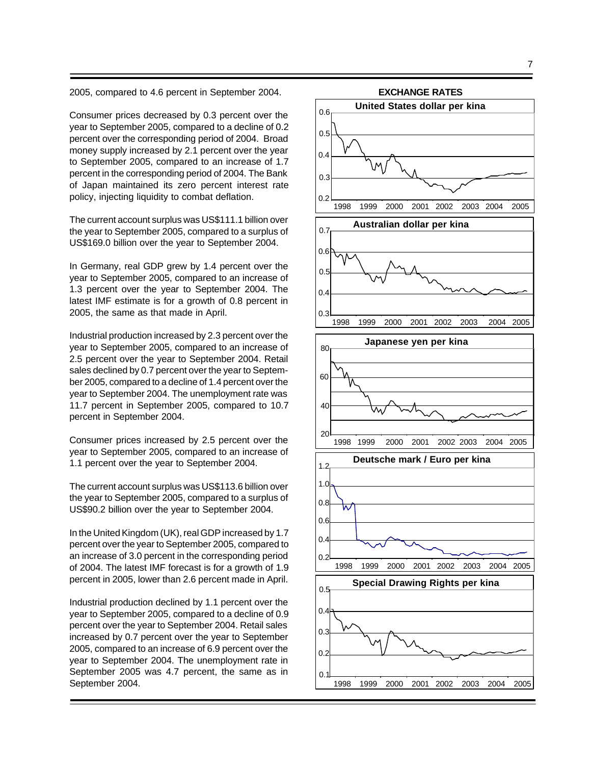2005, compared to 4.6 percent in September 2004.

Consumer prices decreased by 0.3 percent over the year to September 2005, compared to a decline of 0.2 percent over the corresponding period of 2004. Broad money supply increased by 2.1 percent over the year to September 2005, compared to an increase of 1.7 percent in the corresponding period of 2004. The Bank of Japan maintained its zero percent interest rate policy, injecting liquidity to combat deflation.

The current account surplus was US$111.1 billion over the year to September 2005, compared to a surplus of US$169.0 billion over the year to September 2004.

In Germany, real GDP grew by 1.4 percent over the year to September 2005, compared to an increase of 1.3 percent over the year to September 2004. The latest IMF estimate is for a growth of 0.8 percent in 2005, the same as that made in April.

Industrial production increased by 2.3 percent over the year to September 2005, compared to an increase of 2.5 percent over the year to September 2004. Retail sales declined by 0.7 percent over the year to September 2005, compared to a decline of 1.4 percent over the year to September 2004. The unemployment rate was 11.7 percent in September 2005, compared to 10.7 percent in September 2004.

Consumer prices increased by 2.5 percent over the year to September 2005, compared to an increase of 1.1 percent over the year to September 2004.

The current account surplus was US$113.6 billion over the year to September 2005, compared to a surplus of US$90.2 billion over the year to September 2004.

In the United Kingdom (UK), real GDP increased by 1.7 percent over the year to September 2005, compared to an increase of 3.0 percent in the corresponding period of 2004. The latest IMF forecast is for a growth of 1.9 percent in 2005, lower than 2.6 percent made in April.

Industrial production declined by 1.1 percent over the year to September 2005, compared to a decline of 0.9 percent over the year to September 2004. Retail sales increased by 0.7 percent over the year to September 2005, compared to an increase of 6.9 percent over the year to September 2004. The unemployment rate in September 2005 was 4.7 percent, the same as in September 2004.

**EXCHANGE RATES**

**United States dollar per kina**

**Australian dollar per kina**

**Japanese yen per kina**

**Deutsche mark / Euro per kina**

**Special Drawing Rights per kina**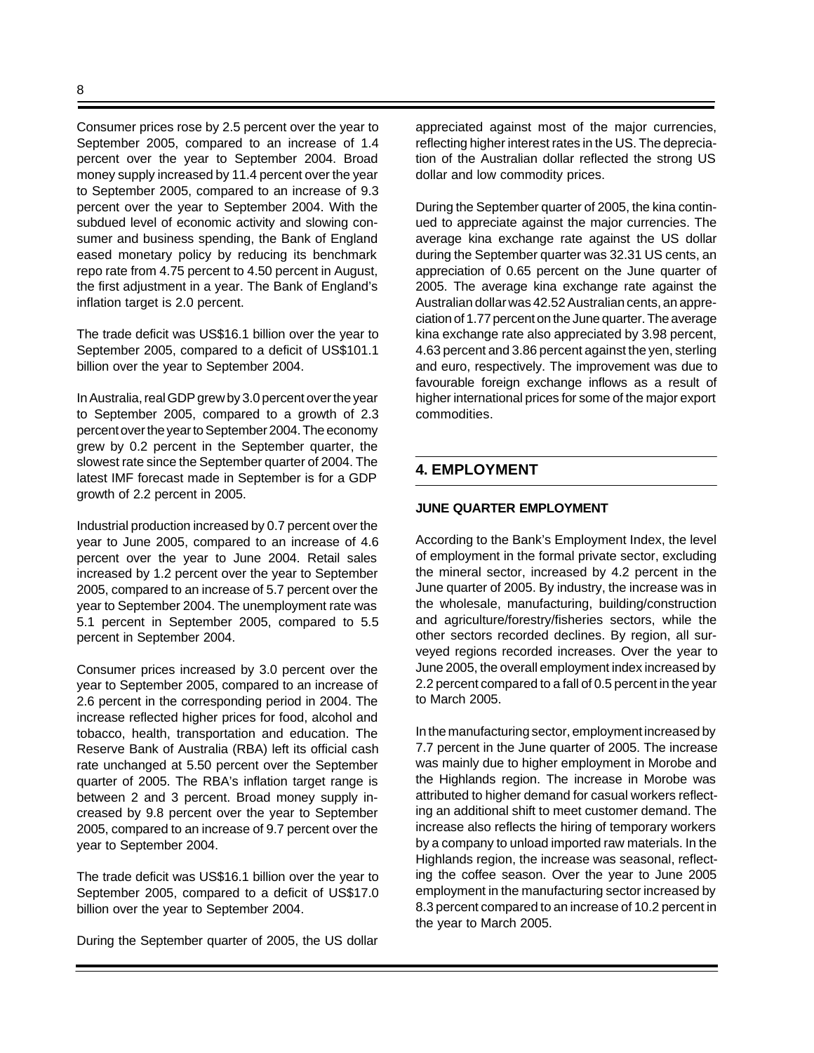Consumer prices rose by 2.5 percent over the year to September 2005, compared to an increase of 1.4 percent over the year to September 2004. Broad money supply increased by 11.4 percent over the year to September 2005, compared to an increase of 9.3 percent over the year to September 2004. With the subdued level of economic activity and slowing consumer and business spending, the Bank of England eased monetary policy by reducing its benchmark repo rate from 4.75 percent to 4.50 percent in August, the first adjustment in a year. The Bank of England's inflation target is 2.0 percent.

The trade deficit was US$16.1 billion over the year to September 2005, compared to a deficit of US$101.1 billion over the year to September 2004.

In Australia, real GDP grew by 3.0 percent over the year to September 2005, compared to a growth of 2.3 percent over the year to September 2004. The economy grew by 0.2 percent in the September quarter, the slowest rate since the September quarter of 2004. The latest IMF forecast made in September is for a GDP growth of 2.2 percent in 2005.

Industrial production increased by 0.7 percent over the year to June 2005, compared to an increase of 4.6 percent over the year to June 2004. Retail sales increased by 1.2 percent over the year to September 2005, compared to an increase of 5.7 percent over the year to September 2004. The unemployment rate was 5.1 percent in September 2005, compared to 5.5 percent in September 2004.

Consumer prices increased by 3.0 percent over the year to September 2005, compared to an increase of 2.6 percent in the corresponding period in 2004. The increase reflected higher prices for food, alcohol and tobacco, health, transportation and education. The Reserve Bank of Australia (RBA) left its official cash rate unchanged at 5.50 percent over the September quarter of 2005. The RBA's inflation target range is between 2 and 3 percent. Broad money supply increased by 9.8 percent over the year to September 2005, compared to an increase of 9.7 percent over the year to September 2004.

The trade deficit was US$16.1 billion over the year to September 2005, compared to a deficit of US$17.0 billion over the year to September 2004.

During the September quarter of 2005, the US dollar appreciated against most of the major currencies, reflecting higher interest rates in the US. The depreciation of the Australian dollar reflected the strong US dollar and low commodity prices.

During the September quarter of 2005, the kina continued to appreciate against the major currencies. The average kina exchange rate against the US dollar during the September quarter was 32.31 US cents, an appreciation of 0.65 percent on the June quarter of 2005. The average kina exchange rate against the Australian dollar was 42.52 Australian cents, an appreciation of 1.77 percent on the June quarter. The average kina exchange rate also appreciated by 3.98 percent, 4.63 percent and 3.86 percent against the yen, sterling and euro, respectively. The improvement was due to favourable foreign exchange inflows as a result of higher international prices for some of the major export commodities.

## 4. EMPLOYMENT

### JUNE QUARTER EMPLOYMENT

According to the Bank's Employment Index, the level of employment in the formal private sector, excluding the mineral sector, increased by 4.2 percent in the June quarter of 2005. By industry, the increase was in the wholesale, manufacturing, building/construction and agriculture/forestry/fisheries sectors, while the other sectors recorded declines. By region, all surveyed regions recorded increases. Over the year to June 2005, the overall employment index increased by 2.2 percent compared to a fall of 0.5 percent in the year to March 2005.

In the manufacturing sector, employment increased by 7.7 percent in the June quarter of 2005. The increase was mainly due to higher employment in Morobe and the Highlands region. The increase in Morobe was attributed to higher demand for casual workers reflecting an additional shift to meet customer demand. The increase also reflects the hiring of temporary workers by a company to unload imported raw materials. In the Highlands region, the increase was seasonal, reflecting the coffee season. Over the year to June 2005 employment in the manufacturing sector increased by 8.3 percent compared to an increase of 10.2 percent in the year to March 2005.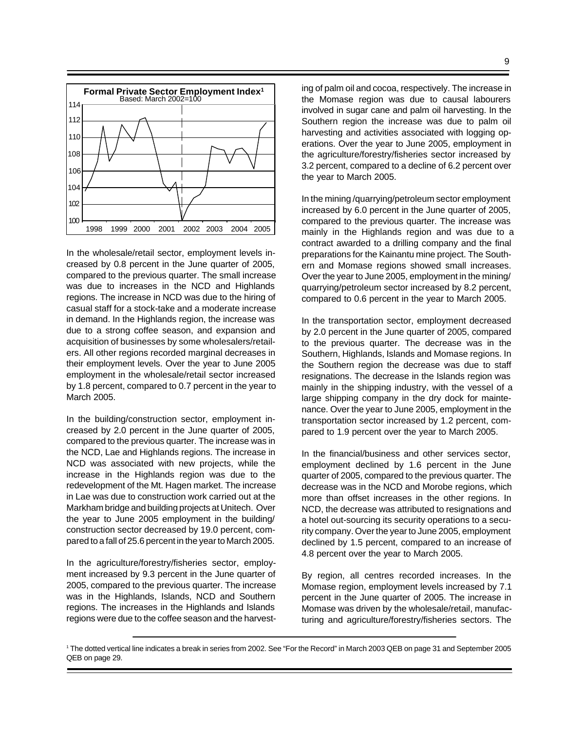**Formal Private Sector Employment Index**[1]
Based: March 2002=100

In the wholesale/retail sector, employment levels increased by 0.8 percent in the June quarter of 2005, compared to the previous quarter. The small increase was due to increases in the NCD and Highlands regions. The increase in NCD was due to the hiring of casual staff for a stock-take and a moderate increase in demand. In the Highlands region, the increase was due to a strong coffee season, and expansion and acquisition of businesses by some wholesalers/retailers. All other regions recorded marginal decreases in their employment levels. Over the year to June 2005 employment in the wholesale/retail sector increased by 1.8 percent, compared to 0.7 percent in the year to March 2005.

In the building/construction sector, employment increased by 2.0 percent in the June quarter of 2005, compared to the previous quarter. The increase was in the NCD, Lae and Highlands regions. The increase in NCD was associated with new projects, while the increase in the Highlands region was due to the redevelopment of the Mt. Hagen market. The increase in Lae was due to construction work carried out at the Markham bridge and building projects at Unitech. Over the year to June 2005 employment in the building/ construction sector decreased by 19.0 percent, compared to a fall of 25.6 percent in the year to March 2005.

In the agriculture/forestry/fisheries sector, employment increased by 9.3 percent in the June quarter of 2005, compared to the previous quarter. The increase was in the Highlands, Islands, NCD and Southern regions. The increases in the Highlands and Islands regions were due to the coffee season and the harvesting of palm oil and cocoa, respectively. The increase in the Momase region was due to causal labourers involved in sugar cane and palm oil harvesting. In the Southern region the increase was due to palm oil harvesting and activities associated with logging operations. Over the year to June 2005, employment in the agriculture/forestry/fisheries sector increased by 3.2 percent, compared to a decline of 6.2 percent over the year to March 2005.

In the mining /quarrying/petroleum sector employment increased by 6.0 percent in the June quarter of 2005, compared to the previous quarter. The increase was mainly in the Highlands region and was due to a contract awarded to a drilling company and the final preparations for the Kainantu mine project. The Southern and Momase regions showed small increases. Over the year to June 2005, employment in the mining/ quarrying/petroleum sector increased by 8.2 percent, compared to 0.6 percent in the year to March 2005.

In the transportation sector, employment decreased by 2.0 percent in the June quarter of 2005, compared to the previous quarter. The decrease was in the Southern, Highlands, Islands and Momase regions. In the Southern region the decrease was due to staff resignations. The decrease in the Islands region was mainly in the shipping industry, with the vessel of a large shipping company in the dry dock for maintenance. Over the year to June 2005, employment in the transportation sector increased by 1.2 percent, compared to 1.9 percent over the year to March 2005.

In the financial/business and other services sector, employment declined by 1.6 percent in the June quarter of 2005, compared to the previous quarter. The decrease was in the NCD and Morobe regions, which more than offset increases in the other regions. In NCD, the decrease was attributed to resignations and a hotel out-sourcing its security operations to a security company. Over the year to June 2005, employment declined by 1.5 percent, compared to an increase of 4.8 percent over the year to March 2005.

By region, all centres recorded increases. In the Momase region, employment levels increased by 7.1 percent in the June quarter of 2005. The increase in Momase was driven by the wholesale/retail, manufacturing and agriculture/forestry/fisheries sectors. The

[1] The dotted vertical line indicates a break in series from 2002. See "For the Record" in March 2003 QEB on page 31 and September 2005 QEB on page 29.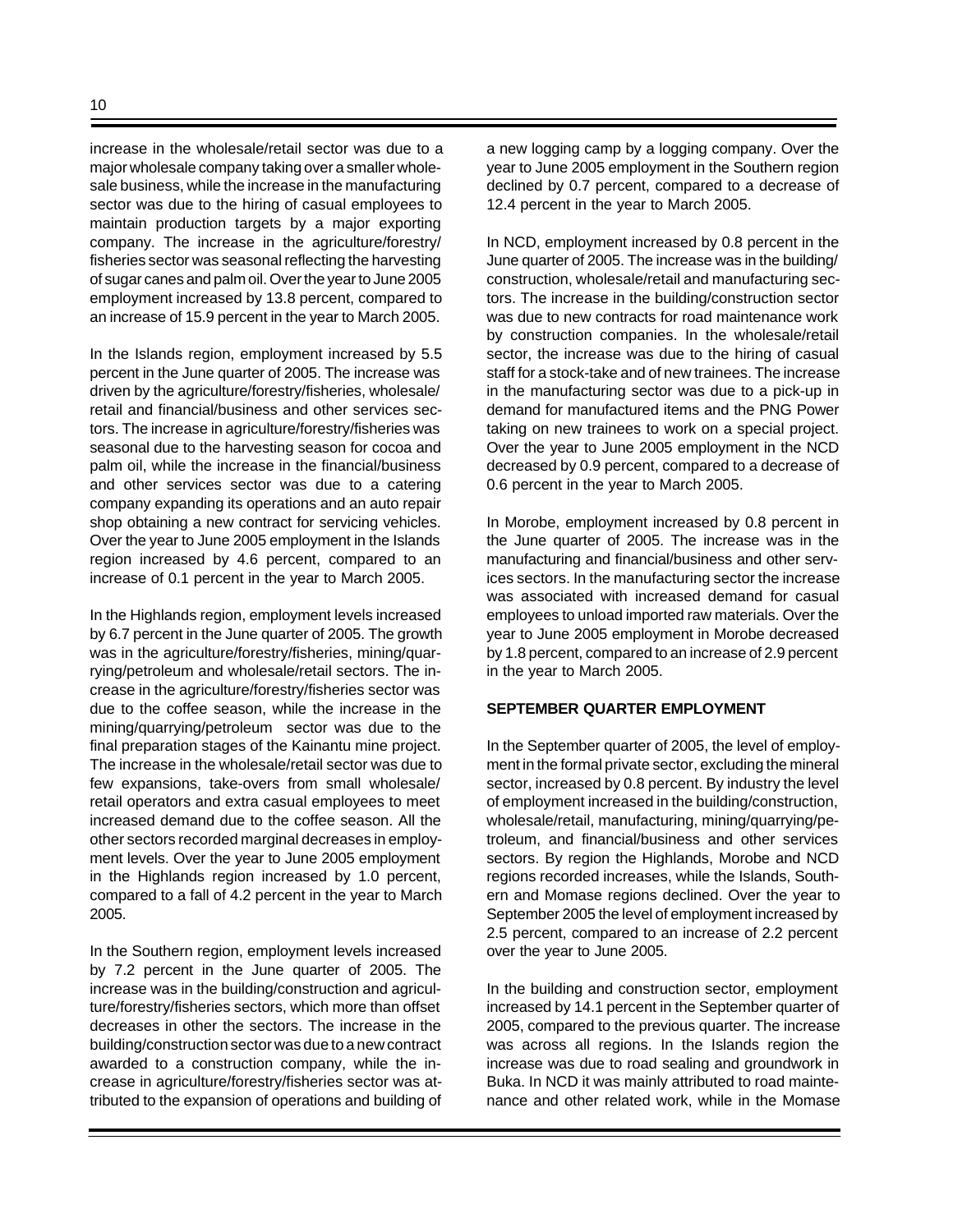increase in the wholesale/retail sector was due to a major wholesale company taking over a smaller wholesale business, while the increase in the manufacturing sector was due to the hiring of casual employees to maintain production targets by a major exporting company. The increase in the agriculture/forestry/fisheries sector was seasonal reflecting the harvesting of sugar canes and palm oil. Over the year to June 2005 employment increased by 13.8 percent, compared to an increase of 15.9 percent in the year to March 2005.

In the Islands region, employment increased by 5.5 percent in the June quarter of 2005. The increase was driven by the agriculture/forestry/fisheries, wholesale/retail and financial/business and other services sectors. The increase in agriculture/forestry/fisheries was seasonal due to the harvesting season for cocoa and palm oil, while the increase in the financial/business and other services sector was due to a catering company expanding its operations and an auto repair shop obtaining a new contract for servicing vehicles. Over the year to June 2005 employment in the Islands region increased by 4.6 percent, compared to an increase of 0.1 percent in the year to March 2005.

In the Highlands region, employment levels increased by 6.7 percent in the June quarter of 2005. The growth was in the agriculture/forestry/fisheries, mining/quarrying/petroleum and wholesale/retail sectors. The increase in the agriculture/forestry/fisheries sector was due to the coffee season, while the increase in the mining/quarrying/petroleum sector was due to the final preparation stages of the Kainantu mine project. The increase in the wholesale/retail sector was due to few expansions, take-overs from small wholesale/retail operators and extra casual employees to meet increased demand due to the coffee season. All the other sectors recorded marginal decreases in employment levels. Over the year to June 2005 employment in the Highlands region increased by 1.0 percent, compared to a fall of 4.2 percent in the year to March 2005.

In the Southern region, employment levels increased by 7.2 percent in the June quarter of 2005. The increase was in the building/construction and agriculture/forestry/fisheries sectors, which more than offset decreases in other the sectors. The increase in the building/construction sector was due to a new contract awarded to a construction company, while the increase in agriculture/forestry/fisheries sector was attributed to the expansion of operations and building of a new logging camp by a logging company. Over the year to June 2005 employment in the Southern region declined by 0.7 percent, compared to a decrease of 12.4 percent in the year to March 2005.

In NCD, employment increased by 0.8 percent in the June quarter of 2005. The increase was in the building/construction, wholesale/retail and manufacturing sectors. The increase in the building/construction sector was due to new contracts for road maintenance work by construction companies. In the wholesale/retail sector, the increase was due to the hiring of casual staff for a stock-take and of new trainees. The increase in the manufacturing sector was due to a pick-up in demand for manufactured items and the PNG Power taking on new trainees to work on a special project. Over the year to June 2005 employment in the NCD decreased by 0.9 percent, compared to a decrease of 0.6 percent in the year to March 2005.

In Morobe, employment increased by 0.8 percent in the June quarter of 2005. The increase was in the manufacturing and financial/business and other services sectors. In the manufacturing sector the increase was associated with increased demand for casual employees to unload imported raw materials. Over the year to June 2005 employment in Morobe decreased by 1.8 percent, compared to an increase of 2.9 percent in the year to March 2005.

**SEPTEMBER QUARTER EMPLOYMENT**

In the September quarter of 2005, the level of employment in the formal private sector, excluding the mineral sector, increased by 0.8 percent. By industry the level of employment increased in the building/construction, wholesale/retail, manufacturing, mining/quarrying/petroleum, and financial/business and other services sectors. By region the Highlands, Morobe and NCD regions recorded increases, while the Islands, Southern and Momase regions declined. Over the year to September 2005 the level of employment increased by 2.5 percent, compared to an increase of 2.2 percent over the year to June 2005.

In the building and construction sector, employment increased by 14.1 percent in the September quarter of 2005, compared to the previous quarter. The increase was across all regions. In the Islands region the increase was due to road sealing and groundwork in Buka. In NCD it was mainly attributed to road maintenance and other related work, while in the Momase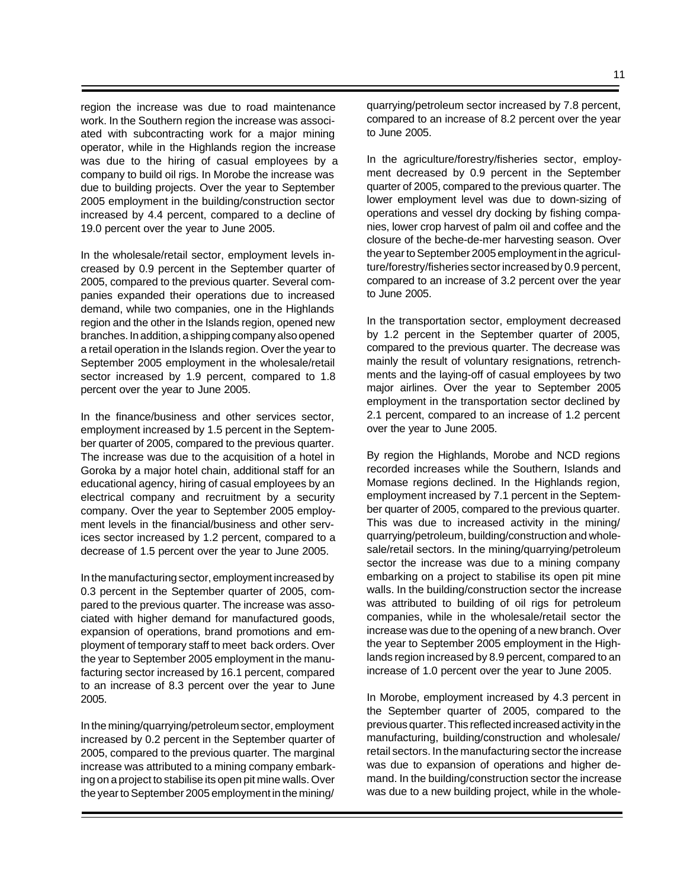region the increase was due to road maintenance work. In the Southern region the increase was associated with subcontracting work for a major mining operator, while in the Highlands region the increase was due to the hiring of casual employees by a company to build oil rigs. In Morobe the increase was due to building projects. Over the year to September 2005 employment in the building/construction sector increased by 4.4 percent, compared to a decline of 19.0 percent over the year to June 2005.

In the wholesale/retail sector, employment levels increased by 0.9 percent in the September quarter of 2005, compared to the previous quarter. Several companies expanded their operations due to increased demand, while two companies, one in the Highlands region and the other in the Islands region, opened new branches. In addition, a shipping company also opened a retail operation in the Islands region. Over the year to September 2005 employment in the wholesale/retail sector increased by 1.9 percent, compared to 1.8 percent over the year to June 2005.

In the finance/business and other services sector, employment increased by 1.5 percent in the September quarter of 2005, compared to the previous quarter. The increase was due to the acquisition of a hotel in Goroka by a major hotel chain, additional staff for an educational agency, hiring of casual employees by an electrical company and recruitment by a security company. Over the year to September 2005 employment levels in the financial/business and other services sector increased by 1.2 percent, compared to a decrease of 1.5 percent over the year to June 2005.

In the manufacturing sector, employment increased by 0.3 percent in the September quarter of 2005, compared to the previous quarter. The increase was associated with higher demand for manufactured goods, expansion of operations, brand promotions and employment of temporary staff to meet back orders. Over the year to September 2005 employment in the manufacturing sector increased by 16.1 percent, compared to an increase of 8.3 percent over the year to June 2005.

In the mining/quarrying/petroleum sector, employment increased by 0.2 percent in the September quarter of 2005, compared to the previous quarter. The marginal increase was attributed to a mining company embarking on a project to stabilise its open pit mine walls. Over the year to September 2005 employment in the mining/quarrying/petroleum sector increased by 7.8 percent, compared to an increase of 8.2 percent over the year to June 2005.

In the agriculture/forestry/fisheries sector, employment decreased by 0.9 percent in the September quarter of 2005, compared to the previous quarter. The lower employment level was due to down-sizing of operations and vessel dry docking by fishing companies, lower crop harvest of palm oil and coffee and the closure of the beche-de-mer harvesting season. Over the year to September 2005 employment in the agriculture/forestry/fisheries sector increased by 0.9 percent, compared to an increase of 3.2 percent over the year to June 2005.

In the transportation sector, employment decreased by 1.2 percent in the September quarter of 2005, compared to the previous quarter. The decrease was mainly the result of voluntary resignations, retrenchments and the laying-off of casual employees by two major airlines. Over the year to September 2005 employment in the transportation sector declined by 2.1 percent, compared to an increase of 1.2 percent over the year to June 2005.

By region the Highlands, Morobe and NCD regions recorded increases while the Southern, Islands and Momase regions declined. In the Highlands region, employment increased by 7.1 percent in the September quarter of 2005, compared to the previous quarter. This was due to increased activity in the mining/quarrying/petroleum, building/construction and wholesale/retail sectors. In the mining/quarrying/petroleum sector the increase was due to a mining company embarking on a project to stabilise its open pit mine walls. In the building/construction sector the increase was attributed to building of oil rigs for petroleum companies, while in the wholesale/retail sector the increase was due to the opening of a new branch. Over the year to September 2005 employment in the Highlands region increased by 8.9 percent, compared to an increase of 1.0 percent over the year to June 2005.

In Morobe, employment increased by 4.3 percent in the September quarter of 2005, compared to the previous quarter. This reflected increased activity in the manufacturing, building/construction and wholesale/retail sectors. In the manufacturing sector the increase was due to expansion of operations and higher demand. In the building/construction sector the increase was due to a new building project, while in the whole-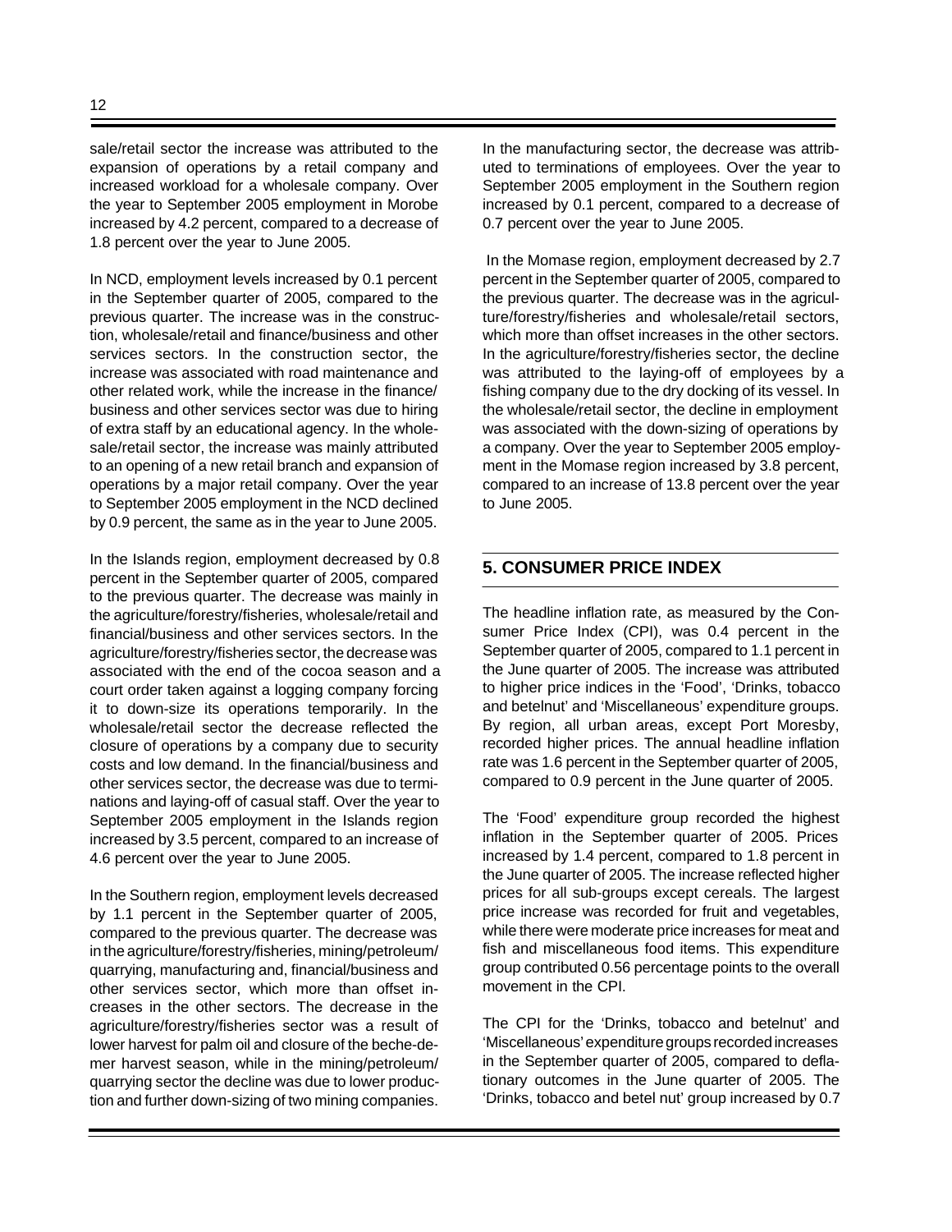sale/retail sector the increase was attributed to the expansion of operations by a retail company and increased workload for a wholesale company. Over the year to September 2005 employment in Morobe increased by 4.2 percent, compared to a decrease of 1.8 percent over the year to June 2005.

In NCD, employment levels increased by 0.1 percent in the September quarter of 2005, compared to the previous quarter. The increase was in the construction, wholesale/retail and finance/business and other services sectors. In the construction sector, the increase was associated with road maintenance and other related work, while the increase in the finance/business and other services sector was due to hiring of extra staff by an educational agency. In the wholesale/retail sector, the increase was mainly attributed to an opening of a new retail branch and expansion of operations by a major retail company. Over the year to September 2005 employment in the NCD declined by 0.9 percent, the same as in the year to June 2005.

In the Islands region, employment decreased by 0.8 percent in the September quarter of 2005, compared to the previous quarter. The decrease was mainly in the agriculture/forestry/fisheries, wholesale/retail and financial/business and other services sectors. In the agriculture/forestry/fisheries sector, the decrease was associated with the end of the cocoa season and a court order taken against a logging company forcing it to down-size its operations temporarily. In the wholesale/retail sector the decrease reflected the closure of operations by a company due to security costs and low demand. In the financial/business and other services sector, the decrease was due to terminations and laying-off of casual staff. Over the year to September 2005 employment in the Islands region increased by 3.5 percent, compared to an increase of 4.6 percent over the year to June 2005.

In the Southern region, employment levels decreased by 1.1 percent in the September quarter of 2005, compared to the previous quarter. The decrease was in the agriculture/forestry/fisheries, mining/petroleum/quarrying, manufacturing and, financial/business and other services sector, which more than offset increases in the other sectors. The decrease in the agriculture/forestry/fisheries sector was a result of lower harvest for palm oil and closure of the beche-de-mer harvest season, while in the mining/petroleum/quarrying sector the decline was due to lower production and further down-sizing of two mining companies. In the manufacturing sector, the decrease was attributed to terminations of employees. Over the year to September 2005 employment in the Southern region increased by 0.1 percent, compared to a decrease of 0.7 percent over the year to June 2005.

In the Momase region, employment decreased by 2.7 percent in the September quarter of 2005, compared to the previous quarter. The decrease was in the agriculture/forestry/fisheries and wholesale/retail sectors, which more than offset increases in the other sectors. In the agriculture/forestry/fisheries sector, the decline was attributed to the laying-off of employees by a fishing company due to the dry docking of its vessel. In the wholesale/retail sector, the decline in employment was associated with the down-sizing of operations by a company. Over the year to September 2005 employment in the Momase region increased by 3.8 percent, compared to an increase of 13.8 percent over the year to June 2005.

## 5. CONSUMER PRICE INDEX

The headline inflation rate, as measured by the Consumer Price Index (CPI), was 0.4 percent in the September quarter of 2005, compared to 1.1 percent in the June quarter of 2005. The increase was attributed to higher price indices in the 'Food', 'Drinks, tobacco and betelnut' and 'Miscellaneous' expenditure groups. By region, all urban areas, except Port Moresby, recorded higher prices. The annual headline inflation rate was 1.6 percent in the September quarter of 2005, compared to 0.9 percent in the June quarter of 2005.

The 'Food' expenditure group recorded the highest inflation in the September quarter of 2005. Prices increased by 1.4 percent, compared to 1.8 percent in the June quarter of 2005. The increase reflected higher prices for all sub-groups except cereals. The largest price increase was recorded for fruit and vegetables, while there were moderate price increases for meat and fish and miscellaneous food items. This expenditure group contributed 0.56 percentage points to the overall movement in the CPI.

The CPI for the 'Drinks, tobacco and betelnut' and 'Miscellaneous' expenditure groups recorded increases in the September quarter of 2005, compared to deflationary outcomes in the June quarter of 2005. The 'Drinks, tobacco and betel nut' group increased by 0.7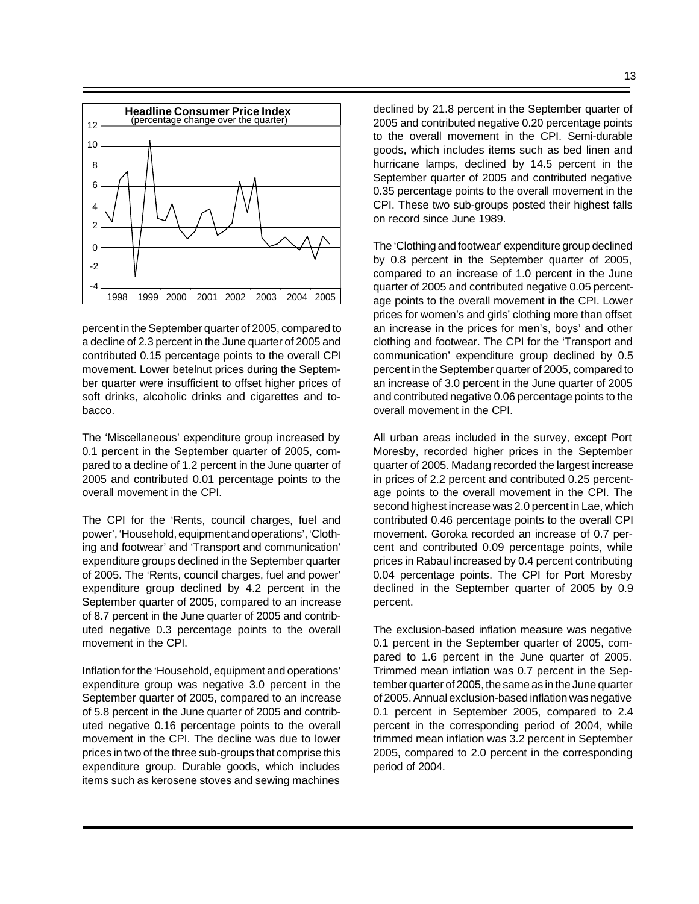percent in the September quarter of 2005, compared to a decline of 2.3 percent in the June quarter of 2005 and contributed 0.15 percentage points to the overall CPI movement. Lower betelnut prices during the September quarter were insufficient to offset higher prices of soft drinks, alcoholic drinks and cigarettes and tobacco.

The 'Miscellaneous' expenditure group increased by 0.1 percent in the September quarter of 2005, compared to a decline of 1.2 percent in the June quarter of 2005 and contributed 0.01 percentage points to the overall movement in the CPI.

The CPI for the 'Rents, council charges, fuel and power', 'Household, equipment and operations', 'Clothing and footwear' and 'Transport and communication' expenditure groups declined in the September quarter of 2005. The 'Rents, council charges, fuel and power' expenditure group declined by 4.2 percent in the September quarter of 2005, compared to an increase of 8.7 percent in the June quarter of 2005 and contributed negative 0.3 percentage points to the overall movement in the CPI.

Inflation for the 'Household, equipment and operations' expenditure group was negative 3.0 percent in the September quarter of 2005, compared to an increase of 5.8 percent in the June quarter of 2005 and contributed negative 0.16 percentage points to the overall movement in the CPI. The decline was due to lower prices in two of the three sub-groups that comprise this expenditure group. Durable goods, which includes items such as kerosene stoves and sewing machines declined by 21.8 percent in the September quarter of 2005 and contributed negative 0.20 percentage points to the overall movement in the CPI. Semi-durable goods, which includes items such as bed linen and hurricane lamps, declined by 14.5 percent in the September quarter of 2005 and contributed negative 0.35 percentage points to the overall movement in the CPI. These two sub-groups posted their highest falls on record since June 1989.

The 'Clothing and footwear' expenditure group declined by 0.8 percent in the September quarter of 2005, compared to an increase of 1.0 percent in the June quarter of 2005 and contributed negative 0.05 percentage points to the overall movement in the CPI. Lower prices for women's and girls' clothing more than offset an increase in the prices for men's, boys' and other clothing and footwear. The CPI for the 'Transport and communication' expenditure group declined by 0.5 percent in the September quarter of 2005, compared to an increase of 3.0 percent in the June quarter of 2005 and contributed negative 0.06 percentage points to the overall movement in the CPI.

All urban areas included in the survey, except Port Moresby, recorded higher prices in the September quarter of 2005. Madang recorded the largest increase in prices of 2.2 percent and contributed 0.25 percentage points to the overall movement in the CPI. The second highest increase was 2.0 percent in Lae, which contributed 0.46 percentage points to the overall CPI movement. Goroka recorded an increase of 0.7 percent and contributed 0.09 percentage points, while prices in Rabaul increased by 0.4 percent contributing 0.04 percentage points. The CPI for Port Moresby declined in the September quarter of 2005 by 0.9 percent.

The exclusion-based inflation measure was negative 0.1 percent in the September quarter of 2005, compared to 1.6 percent in the June quarter of 2005. Trimmed mean inflation was 0.7 percent in the September quarter of 2005, the same as in the June quarter of 2005. Annual exclusion-based inflation was negative 0.1 percent in September 2005, compared to 2.4 percent in the corresponding period of 2004, while trimmed mean inflation was 3.2 percent in September 2005, compared to 2.0 percent in the corresponding period of 2004.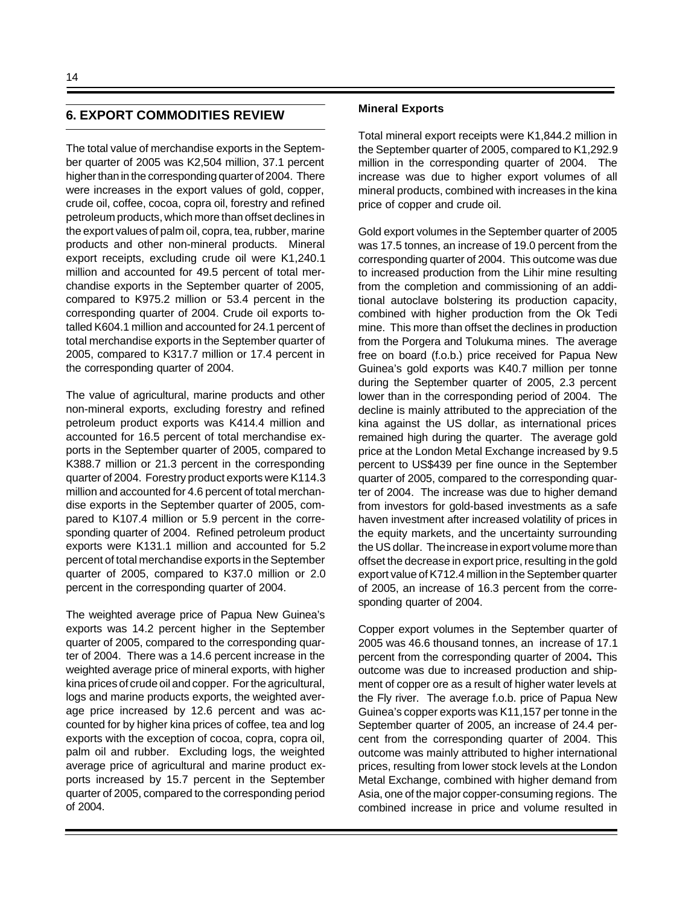## 6. EXPORT COMMODITIES REVIEW

The total value of merchandise exports in the September quarter of 2005 was K2,504 million, 37.1 percent higher than in the corresponding quarter of 2004. There were increases in the export values of gold, copper, crude oil, coffee, cocoa, copra oil, forestry and refined petroleum products, which more than offset declines in the export values of palm oil, copra, tea, rubber, marine products and other non-mineral products. Mineral export receipts, excluding crude oil were K1,240.1 million and accounted for 49.5 percent of total merchandise exports in the September quarter of 2005, compared to K975.2 million or 53.4 percent in the corresponding quarter of 2004. Crude oil exports totalled K604.1 million and accounted for 24.1 percent of total merchandise exports in the September quarter of 2005, compared to K317.7 million or 17.4 percent in the corresponding quarter of 2004.

The value of agricultural, marine products and other non-mineral exports, excluding forestry and refined petroleum product exports was K414.4 million and accounted for 16.5 percent of total merchandise exports in the September quarter of 2005, compared to K388.7 million or 21.3 percent in the corresponding quarter of 2004. Forestry product exports were K114.3 million and accounted for 4.6 percent of total merchandise exports in the September quarter of 2005, compared to K107.4 million or 5.9 percent in the corresponding quarter of 2004. Refined petroleum product exports were K131.1 million and accounted for 5.2 percent of total merchandise exports in the September quarter of 2005, compared to K37.0 million or 2.0 percent in the corresponding quarter of 2004.

The weighted average price of Papua New Guinea's exports was 14.2 percent higher in the September quarter of 2005, compared to the corresponding quarter of 2004. There was a 14.6 percent increase in the weighted average price of mineral exports, with higher kina prices of crude oil and copper. For the agricultural, logs and marine products exports, the weighted average price increased by 12.6 percent and was accounted for by higher kina prices of coffee, tea and log exports with the exception of cocoa, copra, copra oil, palm oil and rubber. Excluding logs, the weighted average price of agricultural and marine product exports increased by 15.7 percent in the September quarter of 2005, compared to the corresponding period of 2004.

### Mineral Exports

Total mineral export receipts were K1,844.2 million in the September quarter of 2005, compared to K1,292.9 million in the corresponding quarter of 2004. The increase was due to higher export volumes of all mineral products, combined with increases in the kina price of copper and crude oil.

Gold export volumes in the September quarter of 2005 was 17.5 tonnes, an increase of 19.0 percent from the corresponding quarter of 2004. This outcome was due to increased production from the Lihir mine resulting from the completion and commissioning of an additional autoclave bolstering its production capacity, combined with higher production from the Ok Tedi mine. This more than offset the declines in production from the Porgera and Tolukuma mines. The average free on board (f.o.b.) price received for Papua New Guinea's gold exports was K40.7 million per tonne during the September quarter of 2005, 2.3 percent lower than in the corresponding period of 2004. The decline is mainly attributed to the appreciation of the kina against the US dollar, as international prices remained high during the quarter. The average gold price at the London Metal Exchange increased by 9.5 percent to US$439 per fine ounce in the September quarter of 2005, compared to the corresponding quarter of 2004. The increase was due to higher demand from investors for gold-based investments as a safe haven investment after increased volatility of prices in the equity markets, and the uncertainty surrounding the US dollar. The increase in export volume more than offset the decrease in export price, resulting in the gold export value of K712.4 million in the September quarter of 2005, an increase of 16.3 percent from the corresponding quarter of 2004.

Copper export volumes in the September quarter of 2005 was 46.6 thousand tonnes, an increase of 17.1 percent from the corresponding quarter of 2004**.** This outcome was due to increased production and shipment of copper ore as a result of higher water levels at the Fly river. The average f.o.b. price of Papua New Guinea's copper exports was K11,157 per tonne in the September quarter of 2005, an increase of 24.4 percent from the corresponding quarter of 2004. This outcome was mainly attributed to higher international prices, resulting from lower stock levels at the London Metal Exchange, combined with higher demand from Asia, one of the major copper-consuming regions. The combined increase in price and volume resulted in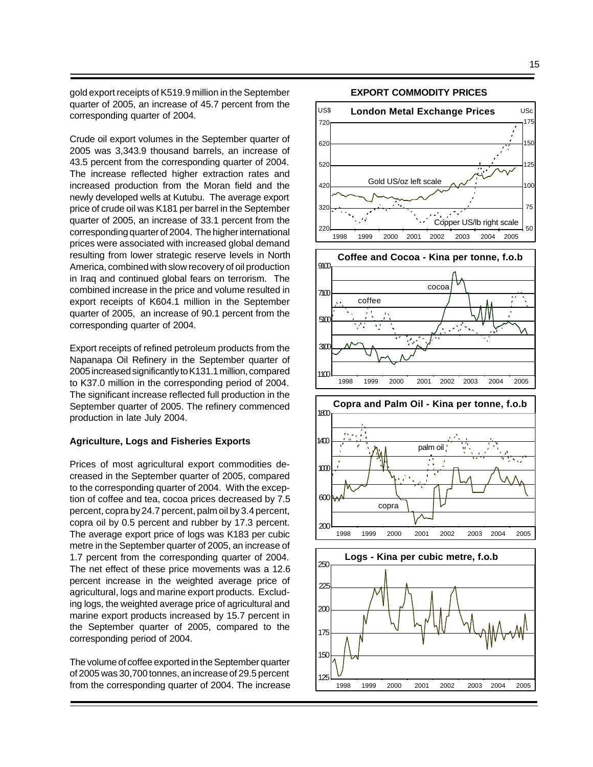gold export receipts of K519.9 million in the September quarter of 2005, an increase of 45.7 percent from the corresponding quarter of 2004.

Crude oil export volumes in the September quarter of 2005 was 3,343.9 thousand barrels, an increase of 43.5 percent from the corresponding quarter of 2004. The increase reflected higher extraction rates and increased production from the Moran field and the newly developed wells at Kutubu. The average export price of crude oil was K181 per barrel in the September quarter of 2005, an increase of 33.1 percent from the corresponding quarter of 2004. The higher international prices were associated with increased global demand resulting from lower strategic reserve levels in North America, combined with slow recovery of oil production in Iraq and continued global fears on terrorism. The combined increase in the price and volume resulted in export receipts of K604.1 million in the September quarter of 2005, an increase of 90.1 percent from the corresponding quarter of 2004.

Export receipts of refined petroleum products from the Napanapa Oil Refinery in the September quarter of 2005 increased significantly to K131.1 million, compared to K37.0 million in the corresponding period of 2004. The significant increase reflected full production in the September quarter of 2005. The refinery commenced production in late July 2004.

**Agriculture, Logs and Fisheries Exports**

Prices of most agricultural export commodities decreased in the September quarter of 2005, compared to the corresponding quarter of 2004. With the exception of coffee and tea, cocoa prices decreased by 7.5 percent, copra by 24.7 percent, palm oil by 3.4 percent, copra oil by 0.5 percent and rubber by 17.3 percent. The average export price of logs was K183 per cubic metre in the September quarter of 2005, an increase of 1.7 percent from the corresponding quarter of 2004. The net effect of these price movements was a 12.6 percent increase in the weighted average price of agricultural, logs and marine export products. Excluding logs, the weighted average price of agricultural and marine export products increased by 15.7 percent in the September quarter of 2005, compared to the corresponding period of 2004.

The volume of coffee exported in the September quarter of 2005 was 30,700 tonnes, an increase of 29.5 percent from the corresponding quarter of 2004. The increase

**EXPORT COMMODITY PRICES**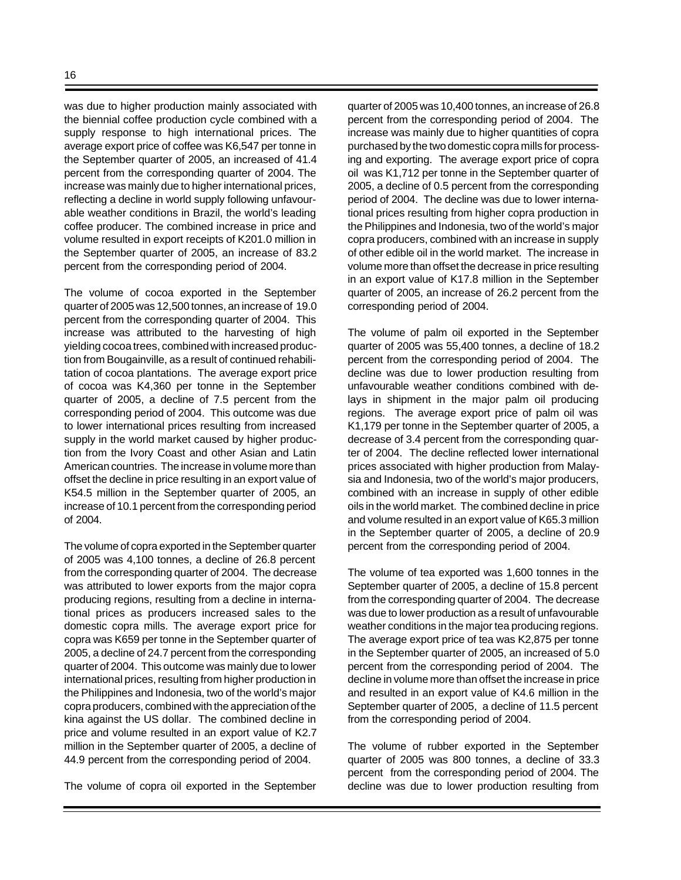was due to higher production mainly associated with the biennial coffee production cycle combined with a supply response to high international prices. The average export price of coffee was K6,547 per tonne in the September quarter of 2005, an increased of 41.4 percent from the corresponding quarter of 2004. The increase was mainly due to higher international prices, reflecting a decline in world supply following unfavourable weather conditions in Brazil, the world's leading coffee producer. The combined increase in price and volume resulted in export receipts of K201.0 million in the September quarter of 2005, an increase of 83.2 percent from the corresponding period of 2004.

The volume of cocoa exported in the September quarter of 2005 was 12,500 tonnes, an increase of 19.0 percent from the corresponding quarter of 2004. This increase was attributed to the harvesting of high yielding cocoa trees, combined with increased production from Bougainville, as a result of continued rehabilitation of cocoa plantations. The average export price of cocoa was K4,360 per tonne in the September quarter of 2005, a decline of 7.5 percent from the corresponding period of 2004. This outcome was due to lower international prices resulting from increased supply in the world market caused by higher production from the Ivory Coast and other Asian and Latin American countries. The increase in volume more than offset the decline in price resulting in an export value of K54.5 million in the September quarter of 2005, an increase of 10.1 percent from the corresponding period of 2004.

The volume of copra exported in the September quarter of 2005 was 4,100 tonnes, a decline of 26.8 percent from the corresponding quarter of 2004. The decrease was attributed to lower exports from the major copra producing regions, resulting from a decline in international prices as producers increased sales to the domestic copra mills. The average export price for copra was K659 per tonne in the September quarter of 2005, a decline of 24.7 percent from the corresponding quarter of 2004. This outcome was mainly due to lower international prices, resulting from higher production in the Philippines and Indonesia, two of the world's major copra producers, combined with the appreciation of the kina against the US dollar. The combined decline in price and volume resulted in an export value of K2.7 million in the September quarter of 2005, a decline of 44.9 percent from the corresponding period of 2004.

The volume of copra oil exported in the September quarter of 2005 was 10,400 tonnes, an increase of 26.8 percent from the corresponding period of 2004. The increase was mainly due to higher quantities of copra purchased by the two domestic copra mills for processing and exporting. The average export price of copra oil was K1,712 per tonne in the September quarter of 2005, a decline of 0.5 percent from the corresponding period of 2004. The decline was due to lower international prices resulting from higher copra production in the Philippines and Indonesia, two of the world's major copra producers, combined with an increase in supply of other edible oil in the world market. The increase in volume more than offset the decrease in price resulting in an export value of K17.8 million in the September quarter of 2005, an increase of 26.2 percent from the corresponding period of 2004.

The volume of palm oil exported in the September quarter of 2005 was 55,400 tonnes, a decline of 18.2 percent from the corresponding period of 2004. The decline was due to lower production resulting from unfavourable weather conditions combined with delays in shipment in the major palm oil producing regions. The average export price of palm oil was K1,179 per tonne in the September quarter of 2005, a decrease of 3.4 percent from the corresponding quarter of 2004. The decline reflected lower international prices associated with higher production from Malaysia and Indonesia, two of the world's major producers, combined with an increase in supply of other edible oils in the world market. The combined decline in price and volume resulted in an export value of K65.3 million in the September quarter of 2005, a decline of 20.9 percent from the corresponding period of 2004.

The volume of tea exported was 1,600 tonnes in the September quarter of 2005, a decline of 15.8 percent from the corresponding quarter of 2004. The decrease was due to lower production as a result of unfavourable weather conditions in the major tea producing regions. The average export price of tea was K2,875 per tonne in the September quarter of 2005, an increased of 5.0 percent from the corresponding period of 2004. The decline in volume more than offset the increase in price and resulted in an export value of K4.6 million in the September quarter of 2005, a decline of 11.5 percent from the corresponding period of 2004.

The volume of rubber exported in the September quarter of 2005 was 800 tonnes, a decline of 33.3 percent from the corresponding period of 2004. The decline was due to lower production resulting from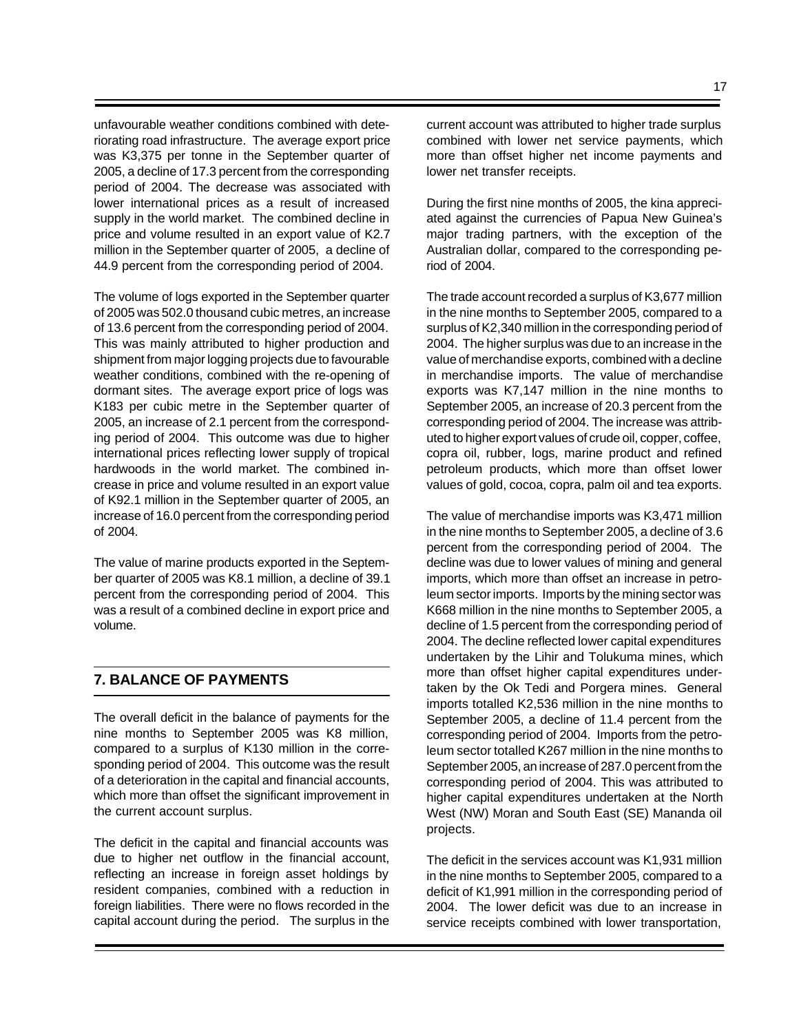unfavourable weather conditions combined with deteriorating road infrastructure. The average export price was K3,375 per tonne in the September quarter of 2005, a decline of 17.3 percent from the corresponding period of 2004. The decrease was associated with lower international prices as a result of increased supply in the world market. The combined decline in price and volume resulted in an export value of K2.7 million in the September quarter of 2005, a decline of 44.9 percent from the corresponding period of 2004.

The volume of logs exported in the September quarter of 2005 was 502.0 thousand cubic metres, an increase of 13.6 percent from the corresponding period of 2004. This was mainly attributed to higher production and shipment from major logging projects due to favourable weather conditions, combined with the re-opening of dormant sites. The average export price of logs was K183 per cubic metre in the September quarter of 2005, an increase of 2.1 percent from the corresponding period of 2004. This outcome was due to higher international prices reflecting lower supply of tropical hardwoods in the world market. The combined increase in price and volume resulted in an export value of K92.1 million in the September quarter of 2005, an increase of 16.0 percent from the corresponding period of 2004.

The value of marine products exported in the September quarter of 2005 was K8.1 million, a decline of 39.1 percent from the corresponding period of 2004. This was a result of a combined decline in export price and volume.

## 7. BALANCE OF PAYMENTS

The overall deficit in the balance of payments for the nine months to September 2005 was K8 million, compared to a surplus of K130 million in the corresponding period of 2004. This outcome was the result of a deterioration in the capital and financial accounts, which more than offset the significant improvement in the current account surplus.

The deficit in the capital and financial accounts was due to higher net outflow in the financial account, reflecting an increase in foreign asset holdings by resident companies, combined with a reduction in foreign liabilities. There were no flows recorded in the capital account during the period. The surplus in the current account was attributed to higher trade surplus combined with lower net service payments, which more than offset higher net income payments and lower net transfer receipts.

During the first nine months of 2005, the kina appreciated against the currencies of Papua New Guinea's major trading partners, with the exception of the Australian dollar, compared to the corresponding period of 2004.

The trade account recorded a surplus of K3,677 million in the nine months to September 2005, compared to a surplus of K2,340 million in the corresponding period of 2004. The higher surplus was due to an increase in the value of merchandise exports, combined with a decline in merchandise imports. The value of merchandise exports was K7,147 million in the nine months to September 2005, an increase of 20.3 percent from the corresponding period of 2004. The increase was attributed to higher export values of crude oil, copper, coffee, copra oil, rubber, logs, marine product and refined petroleum products, which more than offset lower values of gold, cocoa, copra, palm oil and tea exports.

The value of merchandise imports was K3,471 million in the nine months to September 2005, a decline of 3.6 percent from the corresponding period of 2004. The decline was due to lower values of mining and general imports, which more than offset an increase in petroleum sector imports. Imports by the mining sector was K668 million in the nine months to September 2005, a decline of 1.5 percent from the corresponding period of 2004. The decline reflected lower capital expenditures undertaken by the Lihir and Tolukuma mines, which more than offset higher capital expenditures undertaken by the Ok Tedi and Porgera mines. General imports totalled K2,536 million in the nine months to September 2005, a decline of 11.4 percent from the corresponding period of 2004. Imports from the petroleum sector totalled K267 million in the nine months to September 2005, an increase of 287.0 percent from the corresponding period of 2004. This was attributed to higher capital expenditures undertaken at the North West (NW) Moran and South East (SE) Mananda oil projects.

The deficit in the services account was K1,931 million in the nine months to September 2005, compared to a deficit of K1,991 million in the corresponding period of 2004. The lower deficit was due to an increase in service receipts combined with lower transportation,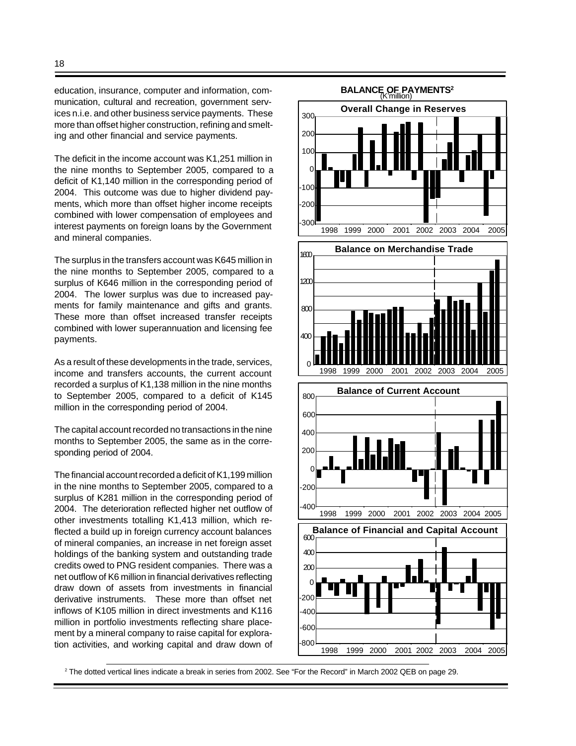education, insurance, computer and information, communication, cultural and recreation, government services n.i.e. and other business service payments. These more than offset higher construction, refining and smelting and other financial and service payments.

The deficit in the income account was K1,251 million in the nine months to September 2005, compared to a deficit of K1,140 million in the corresponding period of 2004. This outcome was due to higher dividend payments, which more than offset higher income receipts combined with lower compensation of employees and interest payments on foreign loans by the Government and mineral companies.

The surplus in the transfers account was K645 million in the nine months to September 2005, compared to a surplus of K646 million in the corresponding period of 2004. The lower surplus was due to increased payments for family maintenance and gifts and grants. These more than offset increased transfer receipts combined with lower superannuation and licensing fee payments.

As a result of these developments in the trade, services, income and transfers accounts, the current account recorded a surplus of K1,138 million in the nine months to September 2005, compared to a deficit of K145 million in the corresponding period of 2004.

The capital account recorded no transactions in the nine months to September 2005, the same as in the corresponding period of 2004.

The financial account recorded a deficit of K1,199 million in the nine months to September 2005, compared to a surplus of K281 million in the corresponding period of 2004. The deterioration reflected higher net outflow of other investments totalling K1,413 million, which reflected a build up in foreign currency account balances of mineral companies, an increase in net foreign asset holdings of the banking system and outstanding trade credits owed to PNG resident companies. There was a net outflow of K6 million in financial derivatives reflecting draw down of assets from investments in financial derivative instruments. These more than offset net inflows of K105 million in direct investments and K116 million in portfolio investments reflecting share placement by a mineral company to raise capital for exploration activities, and working capital and draw down of

**BALANCE OF PAYMENTS**[2]
(K'million)

Overall Change in Reserves

Balance on Merchandise Trade

Balance of Current Account

Balance of Financial and Capital Account

[2] The dotted vertical lines indicate a break in series from 2002. See "For the Record" in March 2002 QEB on page 29.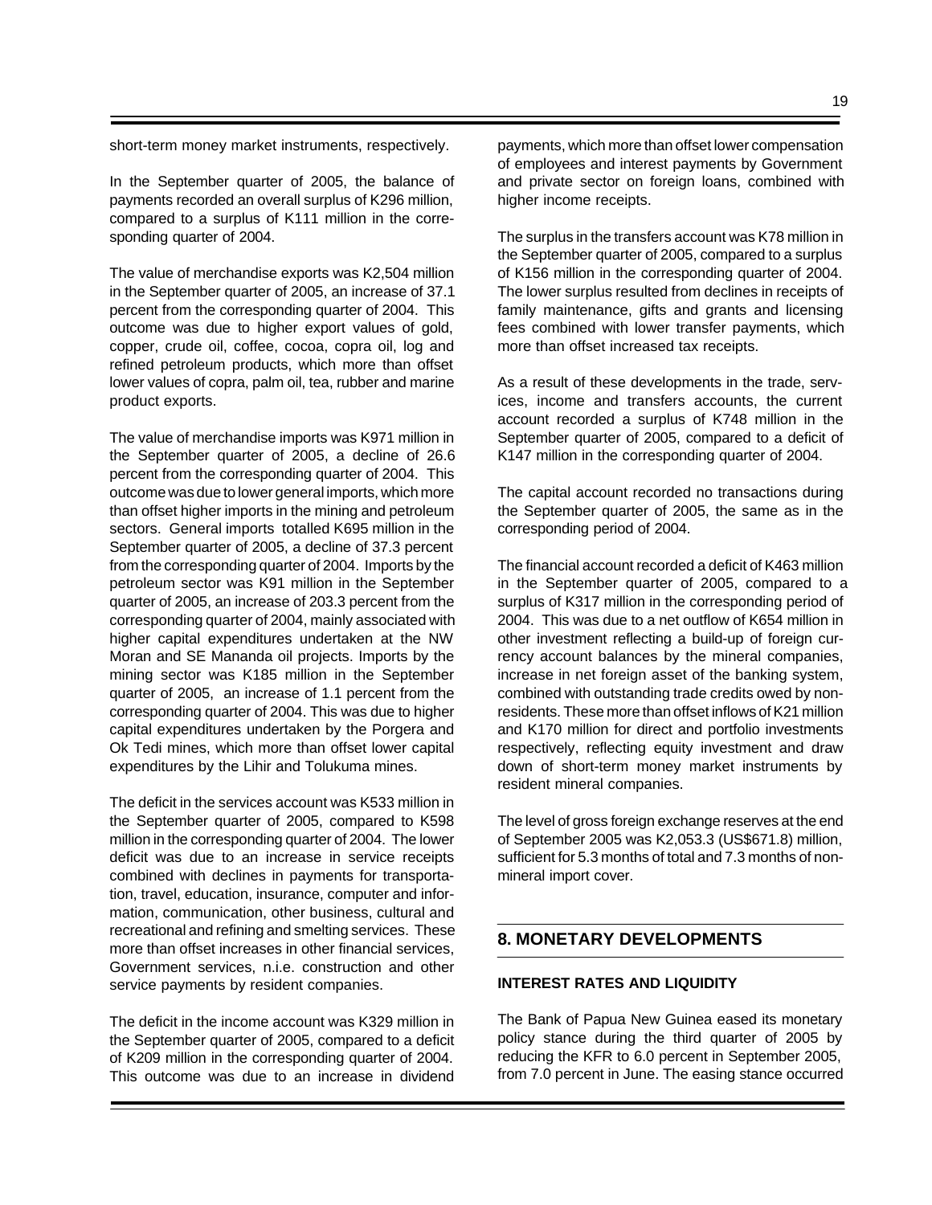short-term money market instruments, respectively.

In the September quarter of 2005, the balance of payments recorded an overall surplus of K296 million, compared to a surplus of K111 million in the corresponding quarter of 2004.

The value of merchandise exports was K2,504 million in the September quarter of 2005, an increase of 37.1 percent from the corresponding quarter of 2004. This outcome was due to higher export values of gold, copper, crude oil, coffee, cocoa, copra oil, log and refined petroleum products, which more than offset lower values of copra, palm oil, tea, rubber and marine product exports.

The value of merchandise imports was K971 million in the September quarter of 2005, a decline of 26.6 percent from the corresponding quarter of 2004. This outcome was due to lower general imports, which more than offset higher imports in the mining and petroleum sectors. General imports totalled K695 million in the September quarter of 2005, a decline of 37.3 percent from the corresponding quarter of 2004. Imports by the petroleum sector was K91 million in the September quarter of 2005, an increase of 203.3 percent from the corresponding quarter of 2004, mainly associated with higher capital expenditures undertaken at the NW Moran and SE Mananda oil projects. Imports by the mining sector was K185 million in the September quarter of 2005, an increase of 1.1 percent from the corresponding quarter of 2004. This was due to higher capital expenditures undertaken by the Porgera and Ok Tedi mines, which more than offset lower capital expenditures by the Lihir and Tolukuma mines.

The deficit in the services account was K533 million in the September quarter of 2005, compared to K598 million in the corresponding quarter of 2004. The lower deficit was due to an increase in service receipts combined with declines in payments for transportation, travel, education, insurance, computer and information, communication, other business, cultural and recreational and refining and smelting services. These more than offset increases in other financial services, Government services, n.i.e. construction and other service payments by resident companies.

The deficit in the income account was K329 million in the September quarter of 2005, compared to a deficit of K209 million in the corresponding quarter of 2004. This outcome was due to an increase in dividend payments, which more than offset lower compensation of employees and interest payments by Government and private sector on foreign loans, combined with higher income receipts.

The surplus in the transfers account was K78 million in the September quarter of 2005, compared to a surplus of K156 million in the corresponding quarter of 2004. The lower surplus resulted from declines in receipts of family maintenance, gifts and grants and licensing fees combined with lower transfer payments, which more than offset increased tax receipts.

As a result of these developments in the trade, services, income and transfers accounts, the current account recorded a surplus of K748 million in the September quarter of 2005, compared to a deficit of K147 million in the corresponding quarter of 2004.

The capital account recorded no transactions during the September quarter of 2005, the same as in the corresponding period of 2004.

The financial account recorded a deficit of K463 million in the September quarter of 2005, compared to a surplus of K317 million in the corresponding period of 2004. This was due to a net outflow of K654 million in other investment reflecting a build-up of foreign currency account balances by the mineral companies, increase in net foreign asset of the banking system, combined with outstanding trade credits owed by non-residents. These more than offset inflows of K21 million and K170 million for direct and portfolio investments respectively, reflecting equity investment and draw down of short-term money market instruments by resident mineral companies.

The level of gross foreign exchange reserves at the end of September 2005 was K2,053.3 (US$671.8) million, sufficient for 5.3 months of total and 7.3 months of non-mineral import cover.

## 8. MONETARY DEVELOPMENTS

### INTEREST RATES AND LIQUIDITY

The Bank of Papua New Guinea eased its monetary policy stance during the third quarter of 2005 by reducing the KFR to 6.0 percent in September 2005, from 7.0 percent in June. The easing stance occurred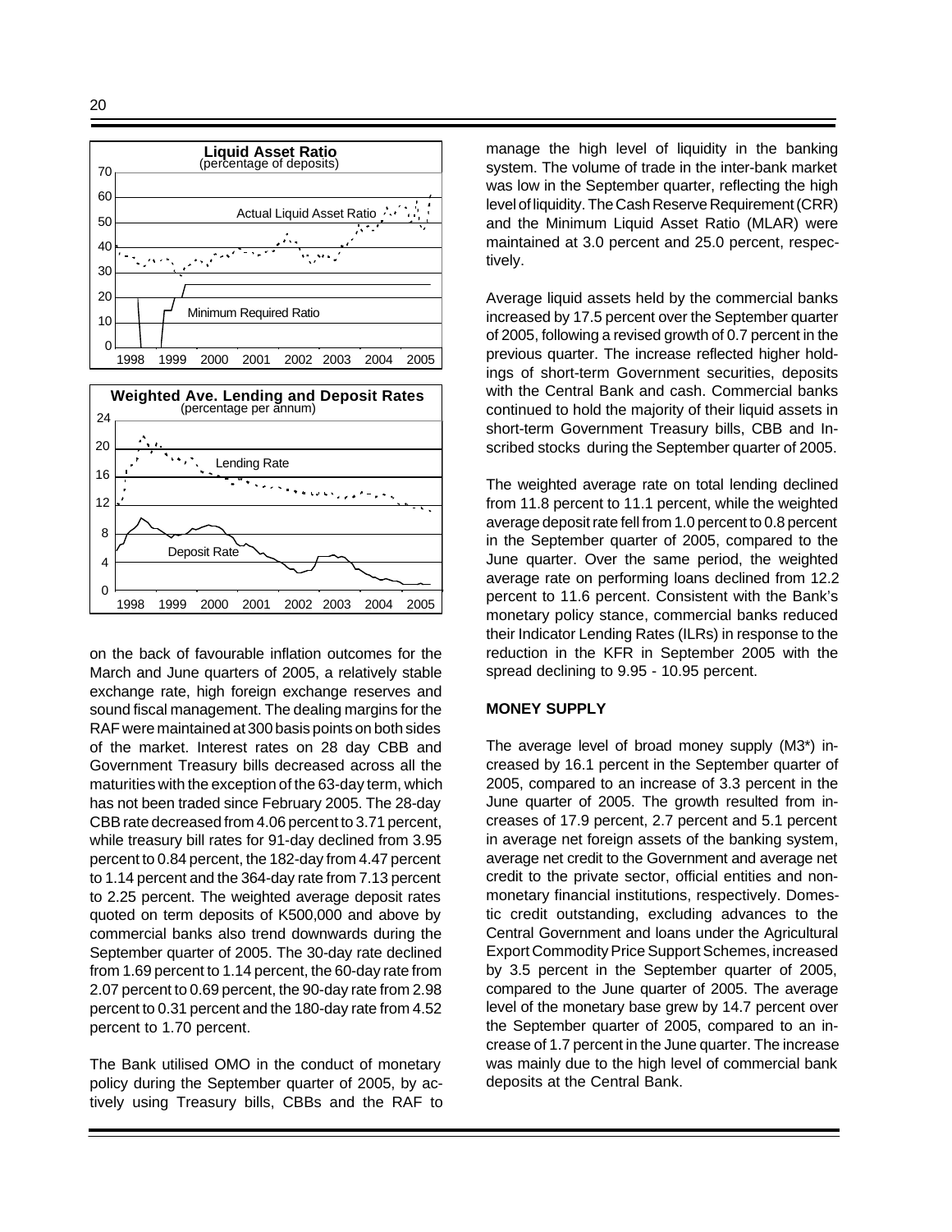on the back of favourable inflation outcomes for the March and June quarters of 2005, a relatively stable exchange rate, high foreign exchange reserves and sound fiscal management. The dealing margins for the RAF were maintained at 300 basis points on both sides of the market. Interest rates on 28 day CBB and Government Treasury bills decreased across all the maturities with the exception of the 63-day term, which has not been traded since February 2005. The 28-day CBB rate decreased from 4.06 percent to 3.71 percent, while treasury bill rates for 91-day declined from 3.95 percent to 0.84 percent, the 182-day from 4.47 percent to 1.14 percent and the 364-day rate from 7.13 percent to 2.25 percent. The weighted average deposit rates quoted on term deposits of K500,000 and above by commercial banks also trend downwards during the September quarter of 2005. The 30-day rate declined from 1.69 percent to 1.14 percent, the 60-day rate from 2.07 percent to 0.69 percent, the 90-day rate from 2.98 percent to 0.31 percent and the 180-day rate from 4.52 percent to 1.70 percent.

The Bank utilised OMO in the conduct of monetary policy during the September quarter of 2005, by actively using Treasury bills, CBBs and the RAF to manage the high level of liquidity in the banking system. The volume of trade in the inter-bank market was low in the September quarter, reflecting the high level of liquidity. The Cash Reserve Requirement (CRR) and the Minimum Liquid Asset Ratio (MLAR) were maintained at 3.0 percent and 25.0 percent, respectively.

Average liquid assets held by the commercial banks increased by 17.5 percent over the September quarter of 2005, following a revised growth of 0.7 percent in the previous quarter. The increase reflected higher holdings of short-term Government securities, deposits with the Central Bank and cash. Commercial banks continued to hold the majority of their liquid assets in short-term Government Treasury bills, CBB and Inscribed stocks during the September quarter of 2005.

The weighted average rate on total lending declined from 11.8 percent to 11.1 percent, while the weighted average deposit rate fell from 1.0 percent to 0.8 percent in the September quarter of 2005, compared to the June quarter. Over the same period, the weighted average rate on performing loans declined from 12.2 percent to 11.6 percent. Consistent with the Bank's monetary policy stance, commercial banks reduced their Indicator Lending Rates (ILRs) in response to the reduction in the KFR in September 2005 with the spread declining to 9.95 - 10.95 percent.

**MONEY SUPPLY**

The average level of broad money supply (M3*) increased by 16.1 percent in the September quarter of 2005, compared to an increase of 3.3 percent in the June quarter of 2005. The growth resulted from increases of 17.9 percent, 2.7 percent and 5.1 percent in average net foreign assets of the banking system, average net credit to the Government and average net credit to the private sector, official entities and non-monetary financial institutions, respectively. Domestic credit outstanding, excluding advances to the Central Government and loans under the Agricultural Export Commodity Price Support Schemes, increased by 3.5 percent in the September quarter of 2005, compared to the June quarter of 2005. The average level of the monetary base grew by 14.7 percent over the September quarter of 2005, compared to an increase of 1.7 percent in the June quarter. The increase was mainly due to the high level of commercial bank deposits at the Central Bank.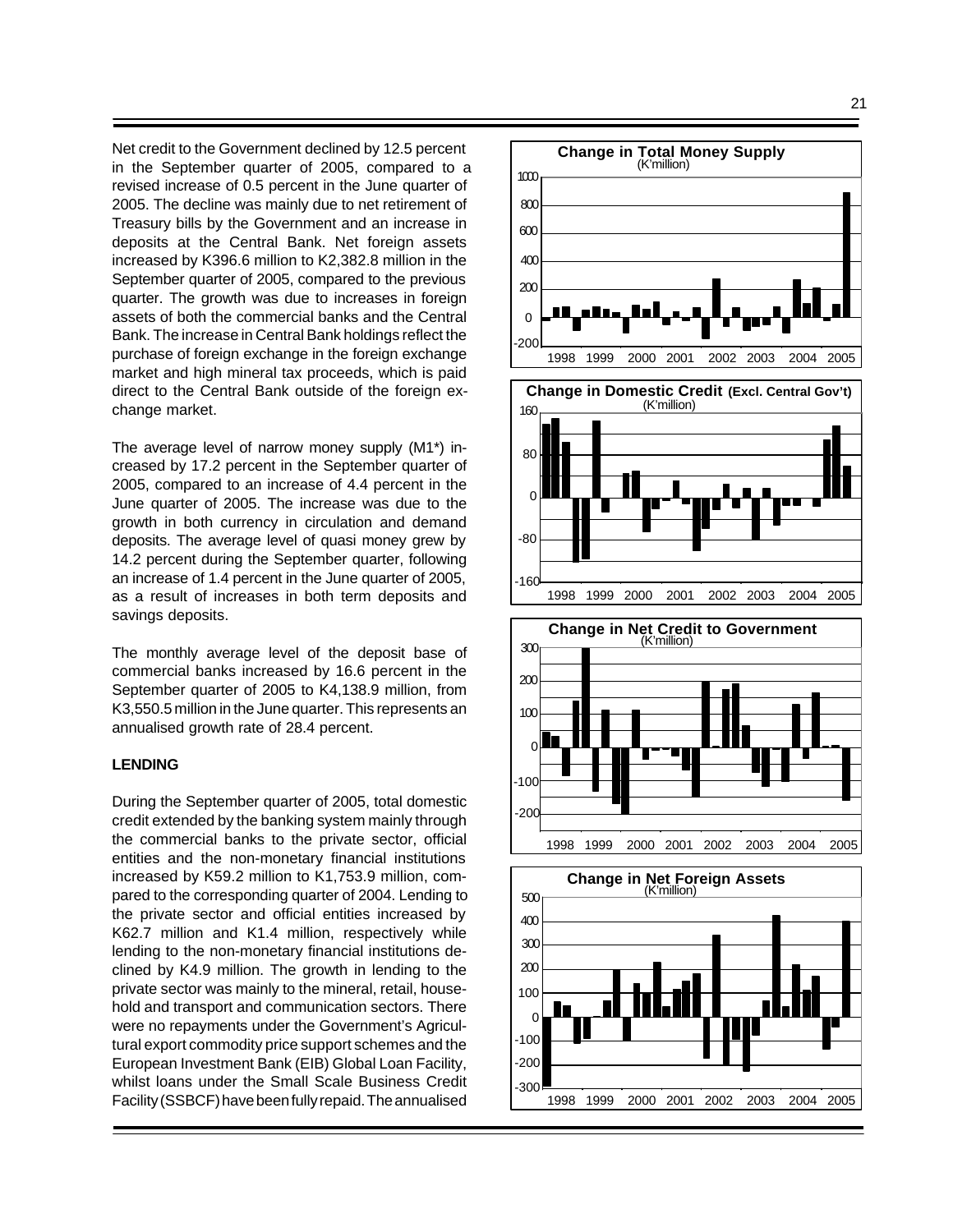Net credit to the Government declined by 12.5 percent in the September quarter of 2005, compared to a revised increase of 0.5 percent in the June quarter of 2005. The decline was mainly due to net retirement of Treasury bills by the Government and an increase in deposits at the Central Bank. Net foreign assets increased by K396.6 million to K2,382.8 million in the September quarter of 2005, compared to the previous quarter. The growth was due to increases in foreign assets of both the commercial banks and the Central Bank. The increase in Central Bank holdings reflect the purchase of foreign exchange in the foreign exchange market and high mineral tax proceeds, which is paid direct to the Central Bank outside of the foreign exchange market.

The average level of narrow money supply (M1*) increased by 17.2 percent in the September quarter of 2005, compared to an increase of 4.4 percent in the June quarter of 2005. The increase was due to the growth in both currency in circulation and demand deposits. The average level of quasi money grew by 14.2 percent during the September quarter, following an increase of 1.4 percent in the June quarter of 2005, as a result of increases in both term deposits and savings deposits.

The monthly average level of the deposit base of commercial banks increased by 16.6 percent in the September quarter of 2005 to K4,138.9 million, from K3,550.5 million in the June quarter. This represents an annualised growth rate of 28.4 percent.

**LENDING**

During the September quarter of 2005, total domestic credit extended by the banking system mainly through the commercial banks to the private sector, official entities and the non-monetary financial institutions increased by K59.2 million to K1,753.9 million, compared to the corresponding quarter of 2004. Lending to the private sector and official entities increased by K62.7 million and K1.4 million, respectively while lending to the non-monetary financial institutions declined by K4.9 million. The growth in lending to the private sector was mainly to the mineral, retail, household and transport and communication sectors. There were no repayments under the Government's Agricultural export commodity price support schemes and the European Investment Bank (EIB) Global Loan Facility, whilst loans under the Small Scale Business Credit Facility (SSBCF) have been fully repaid. The annualised

**Change in Total Money Supply**
(K'million)

**Change in Domestic Credit (Excl. Central Gov't)**
(K'million)

**Change in Net Credit to Government**
(K'million)

**Change in Net Foreign Assets**
(K'million)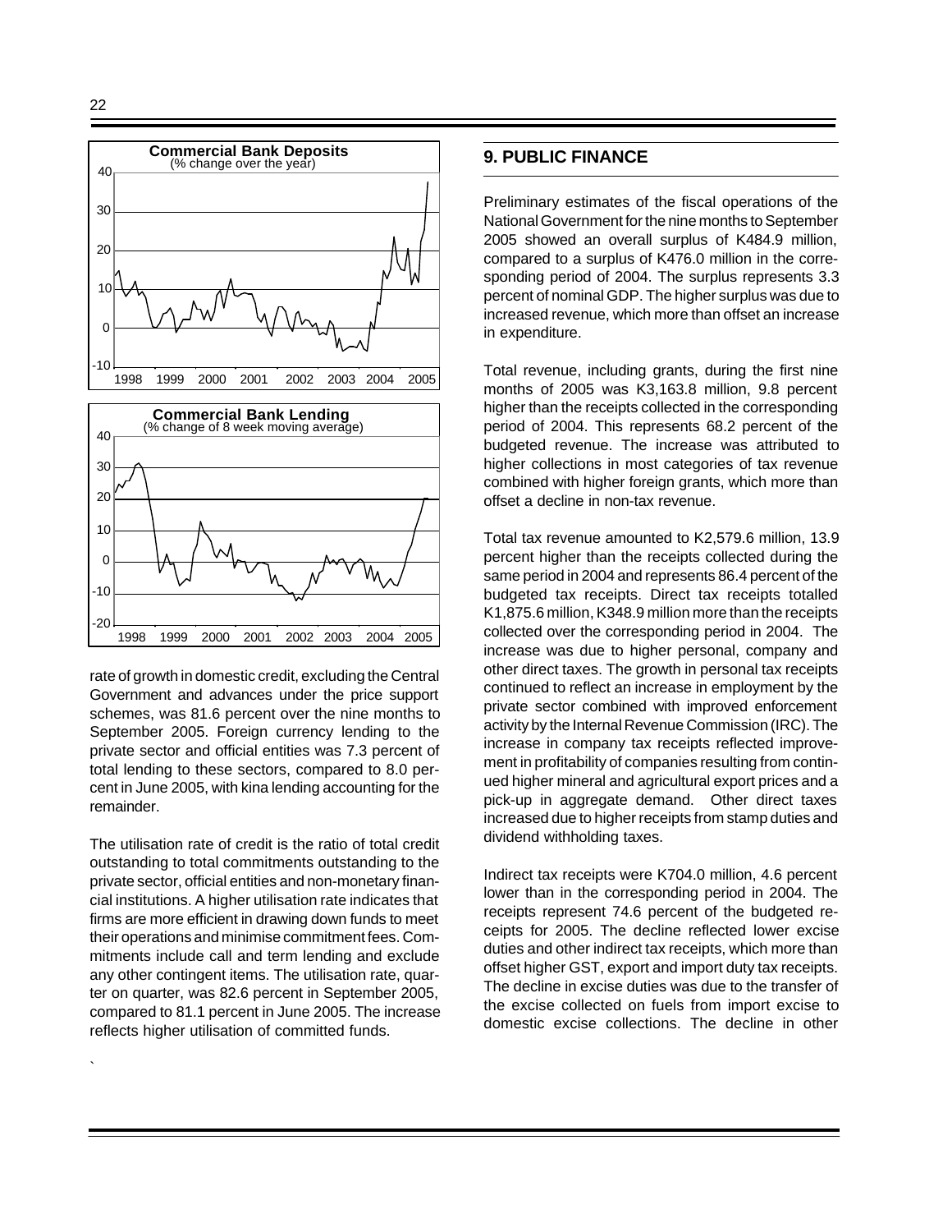**Commercial Bank Deposits**
(% change over the year)

**Commercial Bank Lending**
(% change of 8 week moving average)

rate of growth in domestic credit, excluding the Central Government and advances under the price support schemes, was 81.6 percent over the nine months to September 2005. Foreign currency lending to the private sector and official entities was 7.3 percent of total lending to these sectors, compared to 8.0 percent in June 2005, with kina lending accounting for the remainder.

The utilisation rate of credit is the ratio of total credit outstanding to total commitments outstanding to the private sector, official entities and non-monetary financial institutions. A higher utilisation rate indicates that firms are more efficient in drawing down funds to meet their operations and minimise commitment fees. Commitments include call and term lending and exclude any other contingent items. The utilisation rate, quarter on quarter, was 82.6 percent in September 2005, compared to 81.1 percent in June 2005. The increase reflects higher utilisation of committed funds.

## 9. PUBLIC FINANCE

Preliminary estimates of the fiscal operations of the National Government for the nine months to September 2005 showed an overall surplus of K484.9 million, compared to a surplus of K476.0 million in the corresponding period of 2004. The surplus represents 3.3 percent of nominal GDP. The higher surplus was due to increased revenue, which more than offset an increase in expenditure.

Total revenue, including grants, during the first nine months of 2005 was K3,163.8 million, 9.8 percent higher than the receipts collected in the corresponding period of 2004. This represents 68.2 percent of the budgeted revenue. The increase was attributed to higher collections in most categories of tax revenue combined with higher foreign grants, which more than offset a decline in non-tax revenue.

Total tax revenue amounted to K2,579.6 million, 13.9 percent higher than the receipts collected during the same period in 2004 and represents 86.4 percent of the budgeted tax receipts. Direct tax receipts totalled K1,875.6 million, K348.9 million more than the receipts collected over the corresponding period in 2004. The increase was due to higher personal, company and other direct taxes. The growth in personal tax receipts continued to reflect an increase in employment by the private sector combined with improved enforcement activity by the Internal Revenue Commission (IRC). The increase in company tax receipts reflected improvement in profitability of companies resulting from continued higher mineral and agricultural export prices and a pick-up in aggregate demand. Other direct taxes increased due to higher receipts from stamp duties and dividend withholding taxes.

Indirect tax receipts were K704.0 million, 4.6 percent lower than in the corresponding period in 2004. The receipts represent 74.6 percent of the budgeted receipts for 2005. The decline reflected lower excise duties and other indirect tax receipts, which more than offset higher GST, export and import duty tax receipts. The decline in excise duties was due to the transfer of the excise collected on fuels from import excise to domestic excise collections. The decline in other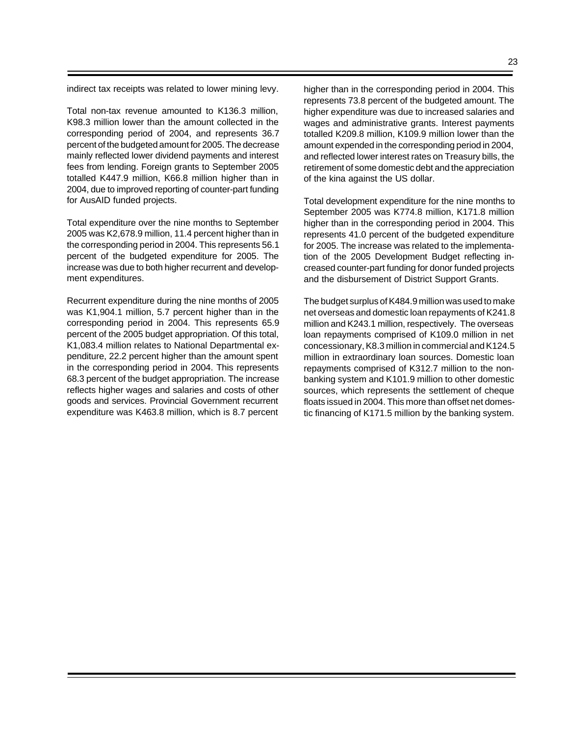indirect tax receipts was related to lower mining levy.

Total non-tax revenue amounted to K136.3 million, K98.3 million lower than the amount collected in the corresponding period of 2004, and represents 36.7 percent of the budgeted amount for 2005. The decrease mainly reflected lower dividend payments and interest fees from lending. Foreign grants to September 2005 totalled K447.9 million, K66.8 million higher than in 2004, due to improved reporting of counter-part funding for AusAID funded projects.

Total expenditure over the nine months to September 2005 was K2,678.9 million, 11.4 percent higher than in the corresponding period in 2004. This represents 56.1 percent of the budgeted expenditure for 2005. The increase was due to both higher recurrent and development expenditures.

Recurrent expenditure during the nine months of 2005 was K1,904.1 million, 5.7 percent higher than in the corresponding period in 2004. This represents 65.9 percent of the 2005 budget appropriation. Of this total, K1,083.4 million relates to National Departmental expenditure, 22.2 percent higher than the amount spent in the corresponding period in 2004. This represents 68.3 percent of the budget appropriation. The increase reflects higher wages and salaries and costs of other goods and services. Provincial Government recurrent expenditure was K463.8 million, which is 8.7 percent higher than in the corresponding period in 2004. This represents 73.8 percent of the budgeted amount. The higher expenditure was due to increased salaries and wages and administrative grants. Interest payments totalled K209.8 million, K109.9 million lower than the amount expended in the corresponding period in 2004, and reflected lower interest rates on Treasury bills, the retirement of some domestic debt and the appreciation of the kina against the US dollar.

Total development expenditure for the nine months to September 2005 was K774.8 million, K171.8 million higher than in the corresponding period in 2004. This represents 41.0 percent of the budgeted expenditure for 2005. The increase was related to the implementation of the 2005 Development Budget reflecting increased counter-part funding for donor funded projects and the disbursement of District Support Grants.

The budget surplus of K484.9 million was used to make net overseas and domestic loan repayments of K241.8 million and K243.1 million, respectively. The overseas loan repayments comprised of K109.0 million in net concessionary, K8.3 million in commercial and K124.5 million in extraordinary loan sources. Domestic loan repayments comprised of K312.7 million to the non-banking system and K101.9 million to other domestic sources, which represents the settlement of cheque floats issued in 2004. This more than offset net domestic financing of K171.5 million by the banking system.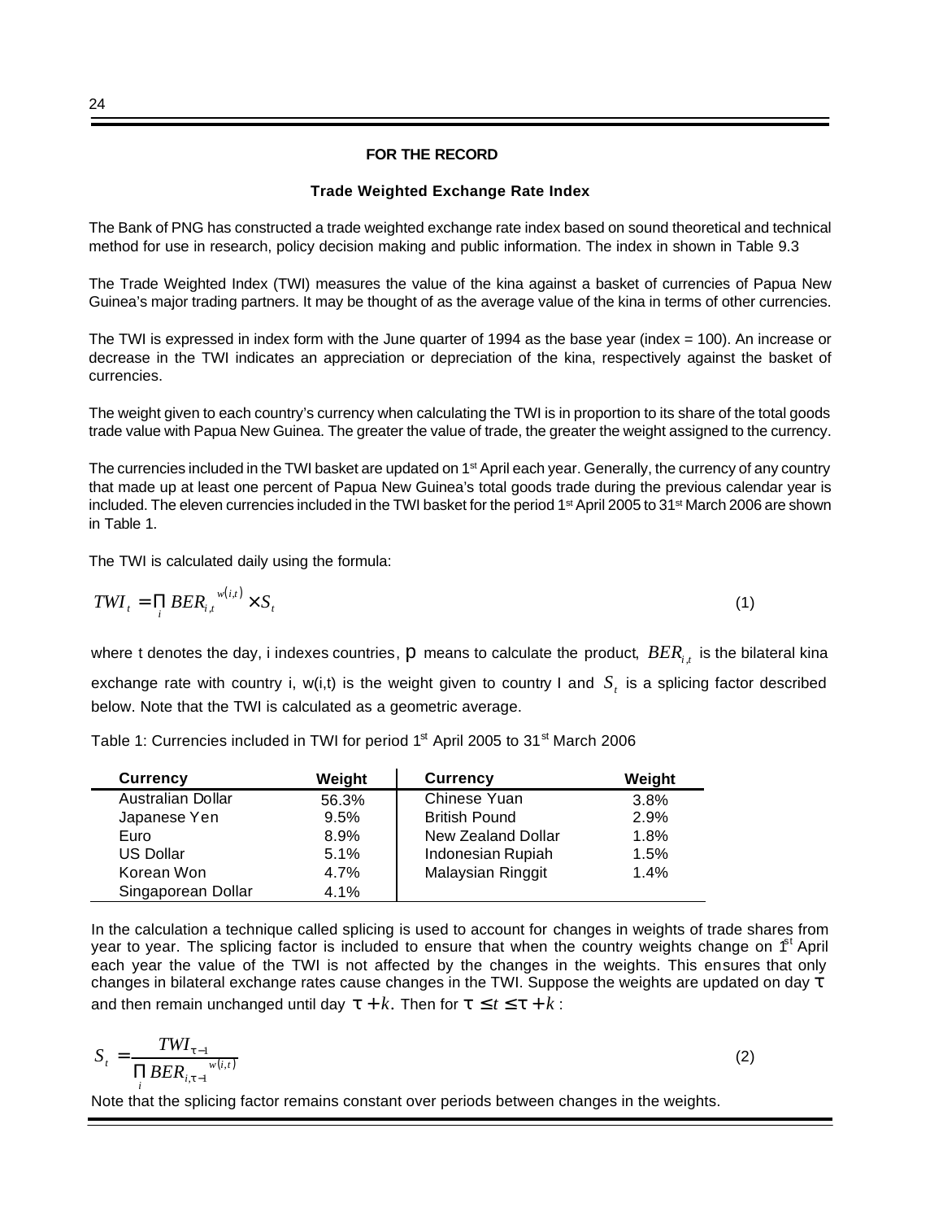## FOR THE RECORD

### Trade Weighted Exchange Rate Index

The Bank of PNG has constructed a trade weighted exchange rate index based on sound theoretical and technical method for use in research, policy decision making and public information. The index in shown in Table 9.3

The Trade Weighted Index (TWI) measures the value of the kina against a basket of currencies of Papua New Guinea's major trading partners. It may be thought of as the average value of the kina in terms of other currencies.

The TWI is expressed in index form with the June quarter of 1994 as the base year (index = 100). An increase or decrease in the TWI indicates an appreciation or depreciation of the kina, respectively against the basket of currencies.

The weight given to each country's currency when calculating the TWI is in proportion to its share of the total goods trade value with Papua New Guinea. The greater the value of trade, the greater the weight assigned to the currency.

The currencies included in the TWI basket are updated on 1st April each year. Generally, the currency of any country that made up at least one percent of Papua New Guinea's total goods trade during the previous calendar year is included. The eleven currencies included in the TWI basket for the period 1st April 2005 to 31st March 2006 are shown in Table 1.

The TWI is calculated daily using the formula:

$$TWI_t = \prod_i BER_{i,t}^{\,w(i,t)} \times S_t \tag{1}$$

where t denotes the day, i indexes countries, $\prod$ means to calculate the product, $BER_{i,t}$ is the bilateral kina exchange rate with country i, w(i,t) is the weight given to country I and $S_t$ is a splicing factor described below. Note that the TWI is calculated as a geometric average.

Table 1: Currencies included in TWI for period 1st April 2005 to 31st March 2006

| Currency | Weight | Currency | Weight |
|---|---|---|---|
| Australian Dollar | 56.3% | Chinese Yuan | 3.8% |
| Japanese Yen | 9.5% | British Pound | 2.9% |
| Euro | 8.9% | New Zealand Dollar | 1.8% |
| US Dollar | 5.1% | Indonesian Rupiah | 1.5% |
| Korean Won | 4.7% | Malaysian Ringgit | 1.4% |
| Singaporean Dollar | 4.1% | | |

In the calculation a technique called splicing is used to account for changes in weights of trade shares from year to year. The splicing factor is included to ensure that when the country weights change on 1st April each year the value of the TWI is not affected by the changes in the weights. This ensures that only changes in bilateral exchange rates cause changes in the TWI. Suppose the weights are updated on day $\tau$ and then remain unchanged until day $\tau + k$. Then for $\tau \leq t \leq \tau + k$ :

$$S_t = \frac{TWI_{\tau-1}}{\prod_i BER_{i,\tau-1}^{\,w(i,t)}} \tag{2}$$

Note that the splicing factor remains constant over periods between changes in the weights.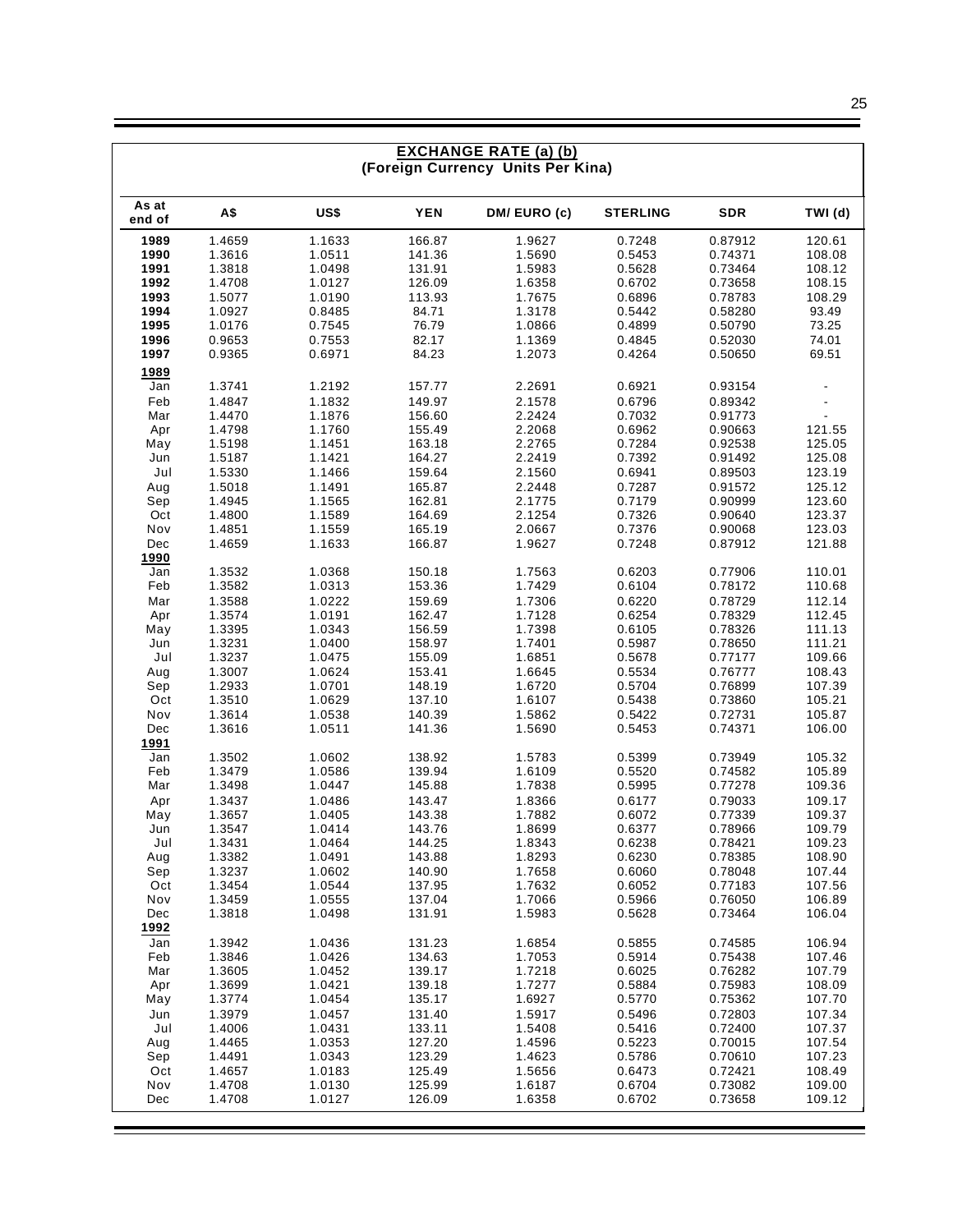## EXCHANGE RATE (a) (b)
### (Foreign Currency Units Per Kina)

| As at end of | A$ | US$ | YEN | DM/ EURO (c) | STERLING | SDR | TWI (d) |
|---|---|---|---|---|---|---|---|
| **1989** | 1.4659 | 1.1633 | 166.87 | 1.9627 | 0.7248 | 0.87912 | 120.61 |
| **1990** | 1.3616 | 1.0511 | 141.36 | 1.5690 | 0.5453 | 0.74371 | 108.08 |
| **1991** | 1.3818 | 1.0498 | 131.91 | 1.5983 | 0.5628 | 0.73464 | 108.12 |
| **1992** | 1.4708 | 1.0127 | 126.09 | 1.6358 | 0.6702 | 0.73658 | 108.15 |
| **1993** | 1.5077 | 1.0190 | 113.93 | 1.7675 | 0.6896 | 0.78783 | 108.29 |
| **1994** | 1.0927 | 0.8485 | 84.71 | 1.3178 | 0.5442 | 0.58280 | 93.49 |
| **1995** | 1.0176 | 0.7545 | 76.79 | 1.0866 | 0.4899 | 0.50790 | 73.25 |
| **1996** | 0.9653 | 0.7553 | 82.17 | 1.1369 | 0.4845 | 0.52030 | 74.01 |
| **1997** | 0.9365 | 0.6971 | 84.23 | 1.2073 | 0.4264 | 0.50650 | 69.51 |
| **1989** | | | | | | | |
| Jan | 1.3741 | 1.2192 | 157.77 | 2.2691 | 0.6921 | 0.93154 | - |
| Feb | 1.4847 | 1.1832 | 149.97 | 2.1578 | 0.6796 | 0.89342 | - |
| Mar | 1.4470 | 1.1876 | 156.60 | 2.2424 | 0.7032 | 0.91773 | - |
| Apr | 1.4798 | 1.1760 | 155.49 | 2.2068 | 0.6962 | 0.90663 | 121.55 |
| May | 1.5198 | 1.1451 | 163.18 | 2.2765 | 0.7284 | 0.92538 | 125.05 |
| Jun | 1.5187 | 1.1421 | 164.27 | 2.2419 | 0.7392 | 0.91492 | 125.08 |
| Jul | 1.5330 | 1.1466 | 159.64 | 2.1560 | 0.6941 | 0.89503 | 123.19 |
| Aug | 1.5018 | 1.1491 | 165.87 | 2.2448 | 0.7287 | 0.91572 | 125.12 |
| Sep | 1.4945 | 1.1565 | 162.81 | 2.1775 | 0.7179 | 0.90999 | 123.60 |
| Oct | 1.4800 | 1.1589 | 164.69 | 2.1254 | 0.7326 | 0.90640 | 123.37 |
| Nov | 1.4851 | 1.1559 | 165.19 | 2.0667 | 0.7376 | 0.90068 | 123.03 |
| Dec | 1.4659 | 1.1633 | 166.87 | 1.9627 | 0.7248 | 0.87912 | 121.88 |
| **1990** | | | | | | | |
| Jan | 1.3532 | 1.0368 | 150.18 | 1.7563 | 0.6203 | 0.77906 | 110.01 |
| Feb | 1.3582 | 1.0313 | 153.36 | 1.7429 | 0.6104 | 0.78172 | 110.68 |
| Mar | 1.3588 | 1.0222 | 159.69 | 1.7306 | 0.6220 | 0.78729 | 112.14 |
| Apr | 1.3574 | 1.0191 | 162.47 | 1.7128 | 0.6254 | 0.78329 | 112.45 |
| May | 1.3395 | 1.0343 | 156.59 | 1.7398 | 0.6105 | 0.78326 | 111.13 |
| Jun | 1.3231 | 1.0400 | 158.97 | 1.7401 | 0.5987 | 0.78650 | 111.21 |
| Jul | 1.3237 | 1.0475 | 155.09 | 1.6851 | 0.5678 | 0.77177 | 109.66 |
| Aug | 1.3007 | 1.0624 | 153.41 | 1.6645 | 0.5534 | 0.76777 | 108.43 |
| Sep | 1.2933 | 1.0701 | 148.19 | 1.6720 | 0.5704 | 0.76899 | 107.39 |
| Oct | 1.3510 | 1.0629 | 137.10 | 1.6107 | 0.5438 | 0.73860 | 105.21 |
| Nov | 1.3614 | 1.0538 | 140.39 | 1.5862 | 0.5422 | 0.72731 | 105.87 |
| Dec | 1.3616 | 1.0511 | 141.36 | 1.5690 | 0.5453 | 0.74371 | 106.00 |
| **1991** | | | | | | | |
| Jan | 1.3502 | 1.0602 | 138.92 | 1.5783 | 0.5399 | 0.73949 | 105.32 |
| Feb | 1.3479 | 1.0586 | 139.94 | 1.6109 | 0.5520 | 0.74582 | 105.89 |
| Mar | 1.3498 | 1.0447 | 145.88 | 1.7838 | 0.5995 | 0.77278 | 109.36 |
| Apr | 1.3437 | 1.0486 | 143.47 | 1.8366 | 0.6177 | 0.79033 | 109.17 |
| May | 1.3657 | 1.0405 | 143.38 | 1.7882 | 0.6072 | 0.77339 | 109.37 |
| Jun | 1.3547 | 1.0414 | 143.76 | 1.8699 | 0.6377 | 0.78966 | 109.79 |
| Jul | 1.3431 | 1.0464 | 144.25 | 1.8343 | 0.6238 | 0.78421 | 109.23 |
| Aug | 1.3382 | 1.0491 | 143.88 | 1.8293 | 0.6230 | 0.78385 | 108.90 |
| Sep | 1.3237 | 1.0602 | 140.90 | 1.7658 | 0.6060 | 0.78048 | 107.44 |
| Oct | 1.3454 | 1.0544 | 137.95 | 1.7632 | 0.6052 | 0.77183 | 107.56 |
| Nov | 1.3459 | 1.0555 | 137.04 | 1.7066 | 0.5966 | 0.76050 | 106.89 |
| Dec | 1.3818 | 1.0498 | 131.91 | 1.5983 | 0.5628 | 0.73464 | 106.04 |
| **1992** | | | | | | | |
| Jan | 1.3942 | 1.0436 | 131.23 | 1.6854 | 0.5855 | 0.74585 | 106.94 |
| Feb | 1.3846 | 1.0426 | 134.63 | 1.7053 | 0.5914 | 0.75438 | 107.46 |
| Mar | 1.3605 | 1.0452 | 139.17 | 1.7218 | 0.6025 | 0.76282 | 107.79 |
| Apr | 1.3699 | 1.0421 | 139.18 | 1.7277 | 0.5884 | 0.75983 | 108.09 |
| May | 1.3774 | 1.0454 | 135.17 | 1.6927 | 0.5770 | 0.75362 | 107.70 |
| Jun | 1.3979 | 1.0457 | 131.40 | 1.5917 | 0.5496 | 0.72803 | 107.34 |
| Jul | 1.4006 | 1.0431 | 133.11 | 1.5408 | 0.5416 | 0.72400 | 107.37 |
| Aug | 1.4465 | 1.0353 | 127.20 | 1.4596 | 0.5223 | 0.70015 | 107.54 |
| Sep | 1.4491 | 1.0343 | 123.29 | 1.4623 | 0.5786 | 0.70610 | 107.23 |
| Oct | 1.4657 | 1.0183 | 125.49 | 1.5656 | 0.6473 | 0.72421 | 108.49 |
| Nov | 1.4708 | 1.0130 | 125.99 | 1.6187 | 0.6704 | 0.73082 | 109.00 |
| Dec | 1.4708 | 1.0127 | 126.09 | 1.6358 | 0.6702 | 0.73658 | 109.12 |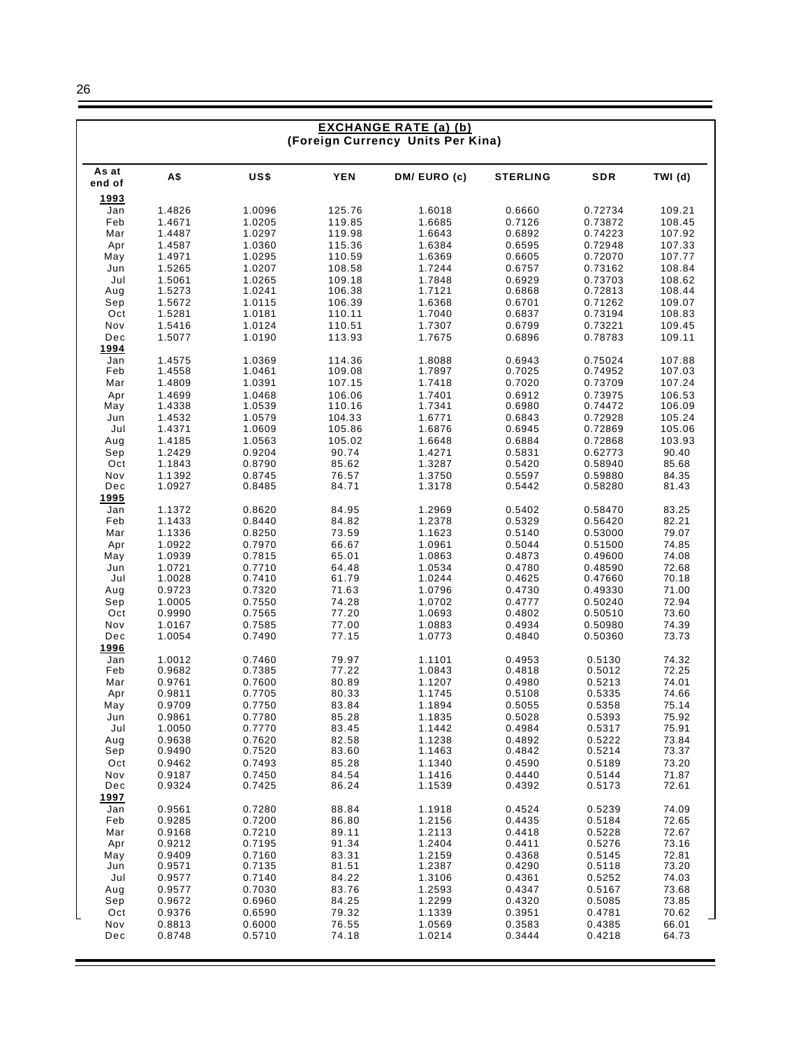## EXCHANGE RATE (a) (b)
### (Foreign Currency Units Per Kina)

| As at end of | A$ | US$ | YEN | DM/ EURO (c) | STERLING | SDR | TWI (d) |
|---|---|---|---|---|---|---|---|
| **1993** | | | | | | | |
| Jan | 1.4826 | 1.0096 | 125.76 | 1.6018 | 0.6660 | 0.72734 | 109.21 |
| Feb | 1.4671 | 1.0205 | 119.85 | 1.6685 | 0.7126 | 0.73872 | 108.45 |
| Mar | 1.4487 | 1.0297 | 119.98 | 1.6643 | 0.6892 | 0.74223 | 107.92 |
| Apr | 1.4587 | 1.0360 | 115.36 | 1.6384 | 0.6595 | 0.72948 | 107.33 |
| May | 1.4971 | 1.0295 | 110.59 | 1.6369 | 0.6605 | 0.72070 | 107.77 |
| Jun | 1.5265 | 1.0207 | 108.58 | 1.7244 | 0.6757 | 0.73162 | 108.84 |
| Jul | 1.5061 | 1.0265 | 109.18 | 1.7848 | 0.6929 | 0.73703 | 108.62 |
| Aug | 1.5273 | 1.0241 | 106.38 | 1.7121 | 0.6868 | 0.72813 | 108.44 |
| Sep | 1.5672 | 1.0115 | 106.39 | 1.6368 | 0.6701 | 0.71262 | 109.07 |
| Oct | 1.5281 | 1.0181 | 110.11 | 1.7040 | 0.6837 | 0.73194 | 108.83 |
| Nov | 1.5416 | 1.0124 | 110.51 | 1.7307 | 0.6799 | 0.73221 | 109.45 |
| Dec | 1.5077 | 1.0190 | 113.93 | 1.7675 | 0.6896 | 0.78783 | 109.11 |
| **1994** | | | | | | | |
| Jan | 1.4575 | 1.0369 | 114.36 | 1.8088 | 0.6943 | 0.75024 | 107.88 |
| Feb | 1.4558 | 1.0461 | 109.08 | 1.7897 | 0.7025 | 0.74952 | 107.03 |
| Mar | 1.4809 | 1.0391 | 107.15 | 1.7418 | 0.7020 | 0.73709 | 107.24 |
| Apr | 1.4699 | 1.0468 | 106.06 | 1.7401 | 0.6912 | 0.73975 | 106.53 |
| May | 1.4338 | 1.0539 | 110.16 | 1.7341 | 0.6980 | 0.74472 | 106.09 |
| Jun | 1.4532 | 1.0579 | 104.33 | 1.6771 | 0.6843 | 0.72928 | 105.24 |
| Jul | 1.4371 | 1.0609 | 105.86 | 1.6876 | 0.6945 | 0.72869 | 105.06 |
| Aug | 1.4185 | 1.0563 | 105.02 | 1.6648 | 0.6884 | 0.72868 | 103.93 |
| Sep | 1.2429 | 0.9204 | 90.74 | 1.4271 | 0.5831 | 0.62773 | 90.40 |
| Oct | 1.1843 | 0.8790 | 85.62 | 1.3287 | 0.5420 | 0.58940 | 85.68 |
| Nov | 1.1392 | 0.8745 | 76.57 | 1.3750 | 0.5597 | 0.59880 | 84.35 |
| Dec | 1.0927 | 0.8485 | 84.71 | 1.3178 | 0.5442 | 0.58280 | 81.43 |
| **1995** | | | | | | | |
| Jan | 1.1372 | 0.8620 | 84.95 | 1.2969 | 0.5402 | 0.58470 | 83.25 |
| Feb | 1.1433 | 0.8440 | 84.82 | 1.2378 | 0.5329 | 0.56420 | 82.21 |
| Mar | 1.1336 | 0.8250 | 73.59 | 1.1623 | 0.5140 | 0.53000 | 79.07 |
| Apr | 1.0922 | 0.7970 | 66.67 | 1.0961 | 0.5044 | 0.51500 | 74.85 |
| May | 1.0939 | 0.7815 | 65.01 | 1.0863 | 0.4873 | 0.49600 | 74.08 |
| Jun | 1.0721 | 0.7710 | 64.48 | 1.0534 | 0.4780 | 0.48590 | 72.68 |
| Jul | 1.0028 | 0.7410 | 61.79 | 1.0244 | 0.4625 | 0.47660 | 70.18 |
| Aug | 0.9723 | 0.7320 | 71.63 | 1.0796 | 0.4730 | 0.49330 | 71.00 |
| Sep | 1.0005 | 0.7550 | 74.28 | 1.0702 | 0.4777 | 0.50240 | 72.94 |
| Oct | 0.9990 | 0.7565 | 77.20 | 1.0693 | 0.4802 | 0.50510 | 73.60 |
| Nov | 1.0167 | 0.7585 | 77.00 | 1.0883 | 0.4934 | 0.50980 | 74.39 |
| Dec | 1.0054 | 0.7490 | 77.15 | 1.0773 | 0.4840 | 0.50360 | 73.73 |
| **1996** | | | | | | | |
| Jan | 1.0012 | 0.7460 | 79.97 | 1.1101 | 0.4953 | 0.5130 | 74.32 |
| Feb | 0.9682 | 0.7385 | 77.22 | 1.0843 | 0.4818 | 0.5012 | 72.25 |
| Mar | 0.9761 | 0.7600 | 80.89 | 1.1207 | 0.4980 | 0.5213 | 74.01 |
| Apr | 0.9811 | 0.7705 | 80.33 | 1.1745 | 0.5108 | 0.5335 | 74.66 |
| May | 0.9709 | 0.7750 | 83.84 | 1.1894 | 0.5055 | 0.5358 | 75.14 |
| Jun | 0.9861 | 0.7780 | 85.28 | 1.1835 | 0.5028 | 0.5393 | 75.92 |
| Jul | 1.0050 | 0.7770 | 83.45 | 1.1442 | 0.4984 | 0.5317 | 75.91 |
| Aug | 0.9638 | 0.7620 | 82.58 | 1.1238 | 0.4892 | 0.5222 | 73.84 |
| Sep | 0.9490 | 0.7520 | 83.60 | 1.1463 | 0.4842 | 0.5214 | 73.37 |
| Oct | 0.9462 | 0.7493 | 85.28 | 1.1340 | 0.4590 | 0.5189 | 73.20 |
| Nov | 0.9187 | 0.7450 | 84.54 | 1.1416 | 0.4440 | 0.5144 | 71.87 |
| Dec | 0.9324 | 0.7425 | 86.24 | 1.1539 | 0.4392 | 0.5173 | 72.61 |
| **1997** | | | | | | | |
| Jan | 0.9561 | 0.7280 | 88.84 | 1.1918 | 0.4524 | 0.5239 | 74.09 |
| Feb | 0.9285 | 0.7200 | 86.80 | 1.2156 | 0.4435 | 0.5184 | 72.65 |
| Mar | 0.9168 | 0.7210 | 89.11 | 1.2113 | 0.4418 | 0.5228 | 72.67 |
| Apr | 0.9212 | 0.7195 | 91.34 | 1.2404 | 0.4411 | 0.5276 | 73.16 |
| May | 0.9409 | 0.7160 | 83.31 | 1.2159 | 0.4368 | 0.5145 | 72.81 |
| Jun | 0.9571 | 0.7135 | 81.51 | 1.2387 | 0.4290 | 0.5118 | 73.20 |
| Jul | 0.9577 | 0.7140 | 84.22 | 1.3106 | 0.4361 | 0.5252 | 74.03 |
| Aug | 0.9577 | 0.7030 | 83.76 | 1.2593 | 0.4347 | 0.5167 | 73.68 |
| Sep | 0.9672 | 0.6960 | 84.25 | 1.2299 | 0.4320 | 0.5085 | 73.85 |
| Oct | 0.9376 | 0.6590 | 79.32 | 1.1339 | 0.3951 | 0.4781 | 70.62 |
| Nov | 0.8813 | 0.6000 | 76.55 | 1.0569 | 0.3583 | 0.4385 | 66.01 |
| Dec | 0.8748 | 0.5710 | 74.18 | 1.0214 | 0.3444 | 0.4218 | 64.73 |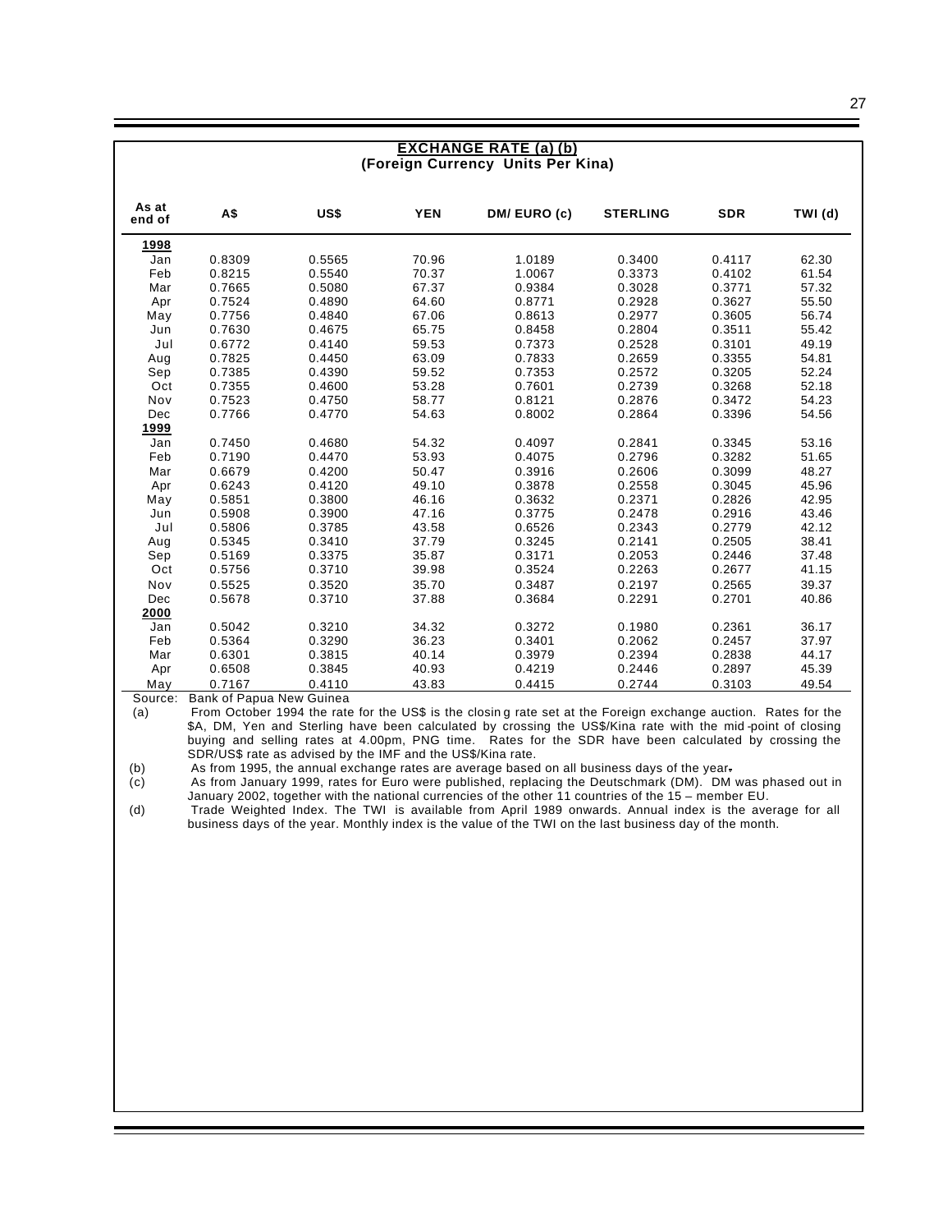## EXCHANGE RATE (a) (b)

**(Foreign Currency Units Per Kina)**

| As at end of | A$ | US$ | YEN | DM/ EURO (c) | STERLING | SDR | TWI (d) |
|---|---|---|---|---|---|---|---|
| **1998** | | | | | | | |
| Jan | 0.8309 | 0.5565 | 70.96 | 1.0189 | 0.3400 | 0.4117 | 62.30 |
| Feb | 0.8215 | 0.5540 | 70.37 | 1.0067 | 0.3373 | 0.4102 | 61.54 |
| Mar | 0.7665 | 0.5080 | 67.37 | 0.9384 | 0.3028 | 0.3771 | 57.32 |
| Apr | 0.7524 | 0.4890 | 64.60 | 0.8771 | 0.2928 | 0.3627 | 55.50 |
| May | 0.7756 | 0.4840 | 67.06 | 0.8613 | 0.2977 | 0.3605 | 56.74 |
| Jun | 0.7630 | 0.4675 | 65.75 | 0.8458 | 0.2804 | 0.3511 | 55.42 |
| Jul | 0.6772 | 0.4140 | 59.53 | 0.7373 | 0.2528 | 0.3101 | 49.19 |
| Aug | 0.7825 | 0.4450 | 63.09 | 0.7833 | 0.2659 | 0.3355 | 54.81 |
| Sep | 0.7385 | 0.4390 | 59.52 | 0.7353 | 0.2572 | 0.3205 | 52.24 |
| Oct | 0.7355 | 0.4600 | 53.28 | 0.7601 | 0.2739 | 0.3268 | 52.18 |
| Nov | 0.7523 | 0.4750 | 58.77 | 0.8121 | 0.2876 | 0.3472 | 54.23 |
| Dec | 0.7766 | 0.4770 | 54.63 | 0.8002 | 0.2864 | 0.3396 | 54.56 |
| **1999** | | | | | | | |
| Jan | 0.7450 | 0.4680 | 54.32 | 0.4097 | 0.2841 | 0.3345 | 53.16 |
| Feb | 0.7190 | 0.4470 | 53.93 | 0.4075 | 0.2796 | 0.3282 | 51.65 |
| Mar | 0.6679 | 0.4200 | 50.47 | 0.3916 | 0.2606 | 0.3099 | 48.27 |
| Apr | 0.6243 | 0.4120 | 49.10 | 0.3878 | 0.2558 | 0.3045 | 45.96 |
| May | 0.5851 | 0.3800 | 46.16 | 0.3632 | 0.2371 | 0.2826 | 42.95 |
| Jun | 0.5908 | 0.3900 | 47.16 | 0.3775 | 0.2478 | 0.2916 | 43.46 |
| Jul | 0.5806 | 0.3785 | 43.58 | 0.6526 | 0.2343 | 0.2779 | 42.12 |
| Aug | 0.5345 | 0.3410 | 37.79 | 0.3245 | 0.2141 | 0.2505 | 38.41 |
| Sep | 0.5169 | 0.3375 | 35.87 | 0.3171 | 0.2053 | 0.2446 | 37.48 |
| Oct | 0.5756 | 0.3710 | 39.98 | 0.3524 | 0.2263 | 0.2677 | 41.15 |
| Nov | 0.5525 | 0.3520 | 35.70 | 0.3487 | 0.2197 | 0.2565 | 39.37 |
| Dec | 0.5678 | 0.3710 | 37.88 | 0.3684 | 0.2291 | 0.2701 | 40.86 |
| **2000** | | | | | | | |
| Jan | 0.5042 | 0.3210 | 34.32 | 0.3272 | 0.1980 | 0.2361 | 36.17 |
| Feb | 0.5364 | 0.3290 | 36.23 | 0.3401 | 0.2062 | 0.2457 | 37.97 |
| Mar | 0.6301 | 0.3815 | 40.14 | 0.3979 | 0.2394 | 0.2838 | 44.17 |
| Apr | 0.6508 | 0.3845 | 40.93 | 0.4219 | 0.2446 | 0.2897 | 45.39 |
| May | 0.7167 | 0.4110 | 43.83 | 0.4415 | 0.2744 | 0.3103 | 49.54 |

Source: Bank of Papua New Guinea

(a) From October 1994 the rate for the US$ is the closing rate set at the Foreign exchange auction. Rates for the $A, DM, Yen and Sterling have been calculated by crossing the US$/Kina rate with the mid-point of closing buying and selling rates at 4.00pm, PNG time. Rates for the SDR have been calculated by crossing the SDR/US$ rate as advised by the IMF and the US$/Kina rate.

(b) As from 1995, the annual exchange rates are average based on all business days of the year.

(c) As from January 1999, rates for Euro were published, replacing the Deutschmark (DM). DM was phased out in January 2002, together with the national currencies of the other 11 countries of the 15 – member EU.

(d) Trade Weighted Index. The TWI is available from April 1989 onwards. Annual index is the average for all business days of the year. Monthly index is the value of the TWI on the last business day of the month.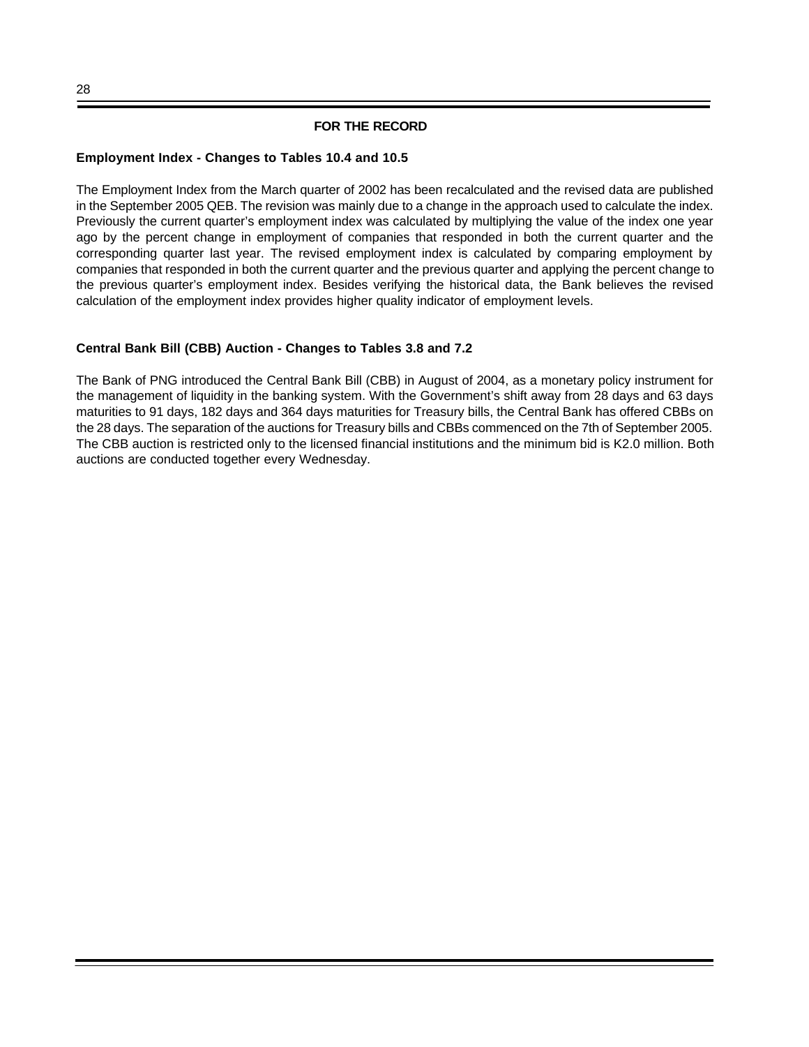## FOR THE RECORD

### Employment Index - Changes to Tables 10.4 and 10.5

The Employment Index from the March quarter of 2002 has been recalculated and the revised data are published in the September 2005 QEB. The revision was mainly due to a change in the approach used to calculate the index. Previously the current quarter's employment index was calculated by multiplying the value of the index one year ago by the percent change in employment of companies that responded in both the current quarter and the corresponding quarter last year. The revised employment index is calculated by comparing employment by companies that responded in both the current quarter and the previous quarter and applying the percent change to the previous quarter's employment index. Besides verifying the historical data, the Bank believes the revised calculation of the employment index provides higher quality indicator of employment levels.

### Central Bank Bill (CBB) Auction - Changes to Tables 3.8 and 7.2

The Bank of PNG introduced the Central Bank Bill (CBB) in August of 2004, as a monetary policy instrument for the management of liquidity in the banking system. With the Government's shift away from 28 days and 63 days maturities to 91 days, 182 days and 364 days maturities for Treasury bills, the Central Bank has offered CBBs on the 28 days. The separation of the auctions for Treasury bills and CBBs commenced on the 7th of September 2005. The CBB auction is restricted only to the licensed financial institutions and the minimum bid is K2.0 million. Both auctions are conducted together every Wednesday.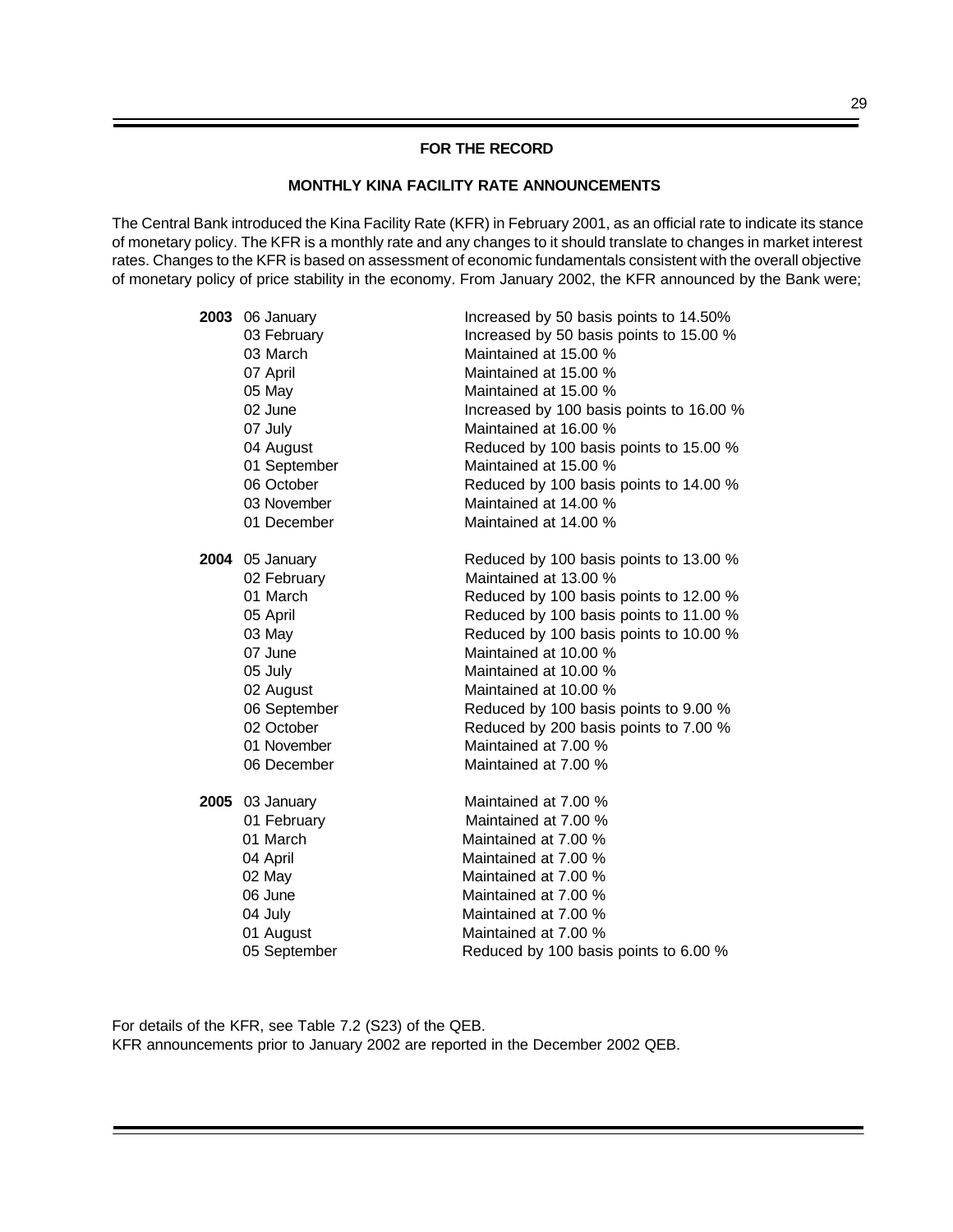## FOR THE RECORD

### MONTHLY KINA FACILITY RATE ANNOUNCEMENTS

The Central Bank introduced the Kina Facility Rate (KFR) in February 2001, as an official rate to indicate its stance of monetary policy. The KFR is a monthly rate and any changes to it should translate to changes in market interest rates. Changes to the KFR is based on assessment of economic fundamentals consistent with the overall objective of monetary policy of price stability in the economy. From January 2002, the KFR announced by the Bank were;

| Year | Date | Announcement |
|---|---|---|
| **2003** | 06 January | Increased by 50 basis points to 14.50% |
| | 03 February | Increased by 50 basis points to 15.00 % |
| | 03 March | Maintained at 15.00 % |
| | 07 April | Maintained at 15.00 % |
| | 05 May | Maintained at 15.00 % |
| | 02 June | Increased by 100 basis points to 16.00 % |
| | 07 July | Maintained at 16.00 % |
| | 04 August | Reduced by 100 basis points to 15.00 % |
| | 01 September | Maintained at 15.00 % |
| | 06 October | Reduced by 100 basis points to 14.00 % |
| | 03 November | Maintained at 14.00 % |
| | 01 December | Maintained at 14.00 % |
| **2004** | 05 January | Reduced by 100 basis points to 13.00 % |
| | 02 February | Maintained at 13.00 % |
| | 01 March | Reduced by 100 basis points to 12.00 % |
| | 05 April | Reduced by 100 basis points to 11.00 % |
| | 03 May | Reduced by 100 basis points to 10.00 % |
| | 07 June | Maintained at 10.00 % |
| | 05 July | Maintained at 10.00 % |
| | 02 August | Maintained at 10.00 % |
| | 06 September | Reduced by 100 basis points to 9.00 % |
| | 02 October | Reduced by 200 basis points to 7.00 % |
| | 01 November | Maintained at 7.00 % |
| | 06 December | Maintained at 7.00 % |
| **2005** | 03 January | Maintained at 7.00 % |
| | 01 February | Maintained at 7.00 % |
| | 01 March | Maintained at 7.00 % |
| | 04 April | Maintained at 7.00 % |
| | 02 May | Maintained at 7.00 % |
| | 06 June | Maintained at 7.00 % |
| | 04 July | Maintained at 7.00 % |
| | 01 August | Maintained at 7.00 % |
| | 05 September | Reduced by 100 basis points to 6.00 % |

For details of the KFR, see Table 7.2 (S23) of the QEB.
KFR announcements prior to January 2002 are reported in the December 2002 QEB.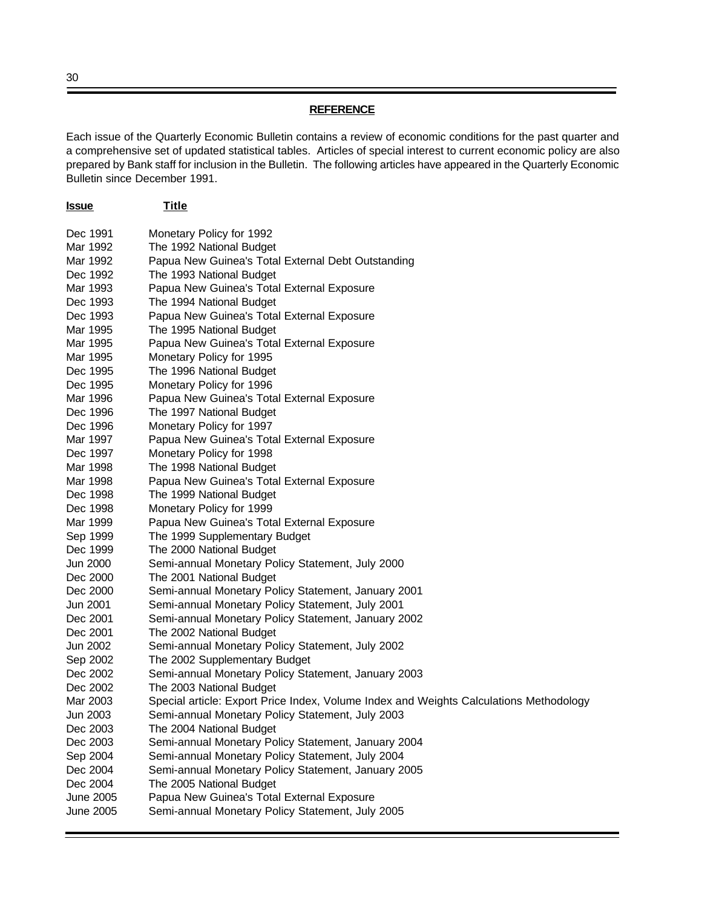## REFERENCE

Each issue of the Quarterly Economic Bulletin contains a review of economic conditions for the past quarter and a comprehensive set of updated statistical tables. Articles of special interest to current economic policy are also prepared by Bank staff for inclusion in the Bulletin. The following articles have appeared in the Quarterly Economic Bulletin since December 1991.

| Issue | Title |
|---|---|
| Dec 1991 | Monetary Policy for 1992 |
| Mar 1992 | The 1992 National Budget |
| Mar 1992 | Papua New Guinea's Total External Debt Outstanding |
| Dec 1992 | The 1993 National Budget |
| Mar 1993 | Papua New Guinea's Total External Exposure |
| Dec 1993 | The 1994 National Budget |
| Dec 1993 | Papua New Guinea's Total External Exposure |
| Mar 1995 | The 1995 National Budget |
| Mar 1995 | Papua New Guinea's Total External Exposure |
| Mar 1995 | Monetary Policy for 1995 |
| Dec 1995 | The 1996 National Budget |
| Dec 1995 | Monetary Policy for 1996 |
| Mar 1996 | Papua New Guinea's Total External Exposure |
| Dec 1996 | The 1997 National Budget |
| Dec 1996 | Monetary Policy for 1997 |
| Mar 1997 | Papua New Guinea's Total External Exposure |
| Dec 1997 | Monetary Policy for 1998 |
| Mar 1998 | The 1998 National Budget |
| Mar 1998 | Papua New Guinea's Total External Exposure |
| Dec 1998 | The 1999 National Budget |
| Dec 1998 | Monetary Policy for 1999 |
| Mar 1999 | Papua New Guinea's Total External Exposure |
| Sep 1999 | The 1999 Supplementary Budget |
| Dec 1999 | The 2000 National Budget |
| Jun 2000 | Semi-annual Monetary Policy Statement, July 2000 |
| Dec 2000 | The 2001 National Budget |
| Dec 2000 | Semi-annual Monetary Policy Statement, January 2001 |
| Jun 2001 | Semi-annual Monetary Policy Statement, July 2001 |
| Dec 2001 | Semi-annual Monetary Policy Statement, January 2002 |
| Dec 2001 | The 2002 National Budget |
| Jun 2002 | Semi-annual Monetary Policy Statement, July 2002 |
| Sep 2002 | The 2002 Supplementary Budget |
| Dec 2002 | Semi-annual Monetary Policy Statement, January 2003 |
| Dec 2002 | The 2003 National Budget |
| Mar 2003 | Special article: Export Price Index, Volume Index and Weights Calculations Methodology |
| Jun 2003 | Semi-annual Monetary Policy Statement, July 2003 |
| Dec 2003 | The 2004 National Budget |
| Dec 2003 | Semi-annual Monetary Policy Statement, January 2004 |
| Sep 2004 | Semi-annual Monetary Policy Statement, July 2004 |
| Dec 2004 | Semi-annual Monetary Policy Statement, January 2005 |
| Dec 2004 | The 2005 National Budget |
| June 2005 | Papua New Guinea's Total External Exposure |
| June 2005 | Semi-annual Monetary Policy Statement, July 2005 |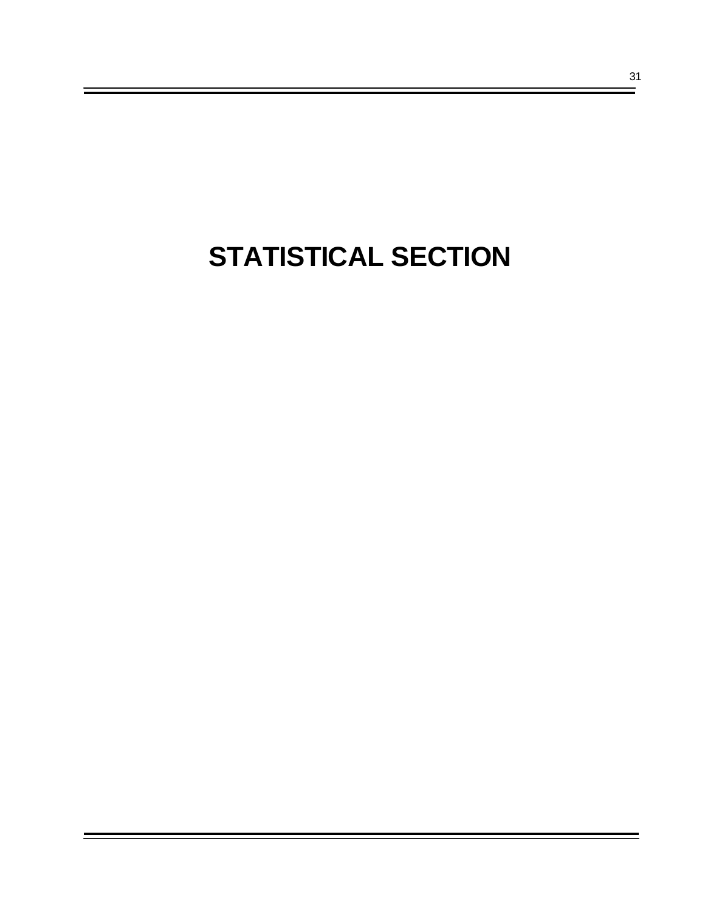# STATISTICAL SECTION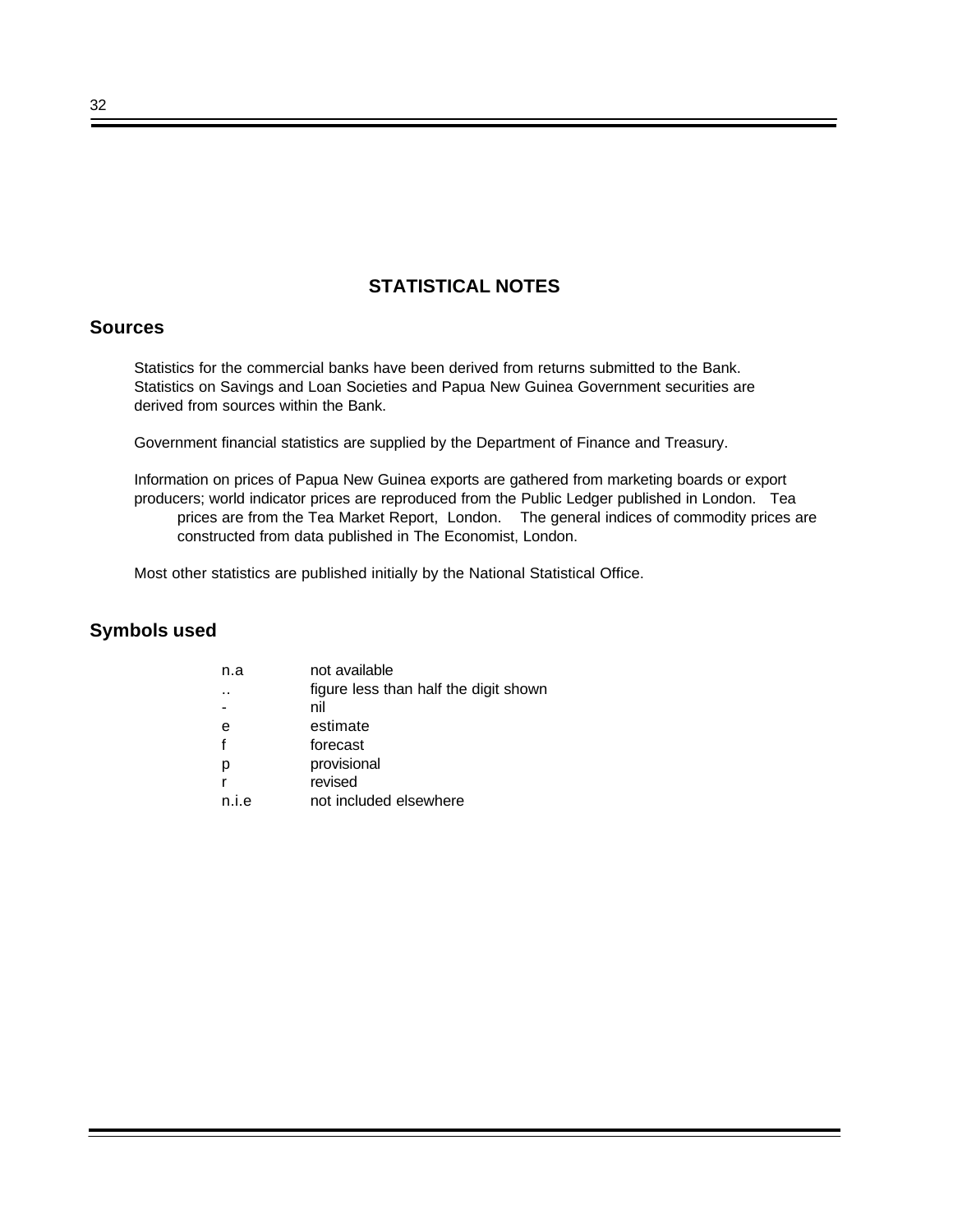# STATISTICAL NOTES

## Sources

Statistics for the commercial banks have been derived from returns submitted to the Bank. Statistics on Savings and Loan Societies and Papua New Guinea Government securities are derived from sources within the Bank.

Government financial statistics are supplied by the Department of Finance and Treasury.

Information on prices of Papua New Guinea exports are gathered from marketing boards or export producers; world indicator prices are reproduced from the Public Ledger published in London. Tea prices are from the Tea Market Report, London. The general indices of commodity prices are constructed from data published in The Economist, London.

Most other statistics are published initially by the National Statistical Office.

## Symbols used

| | |
|---|---|
| n.a | not available |
| .. | figure less than half the digit shown |
| - | nil |
| e | estimate |
| f | forecast |
| p | provisional |
| r | revised |
| n.i.e | not included elsewhere |